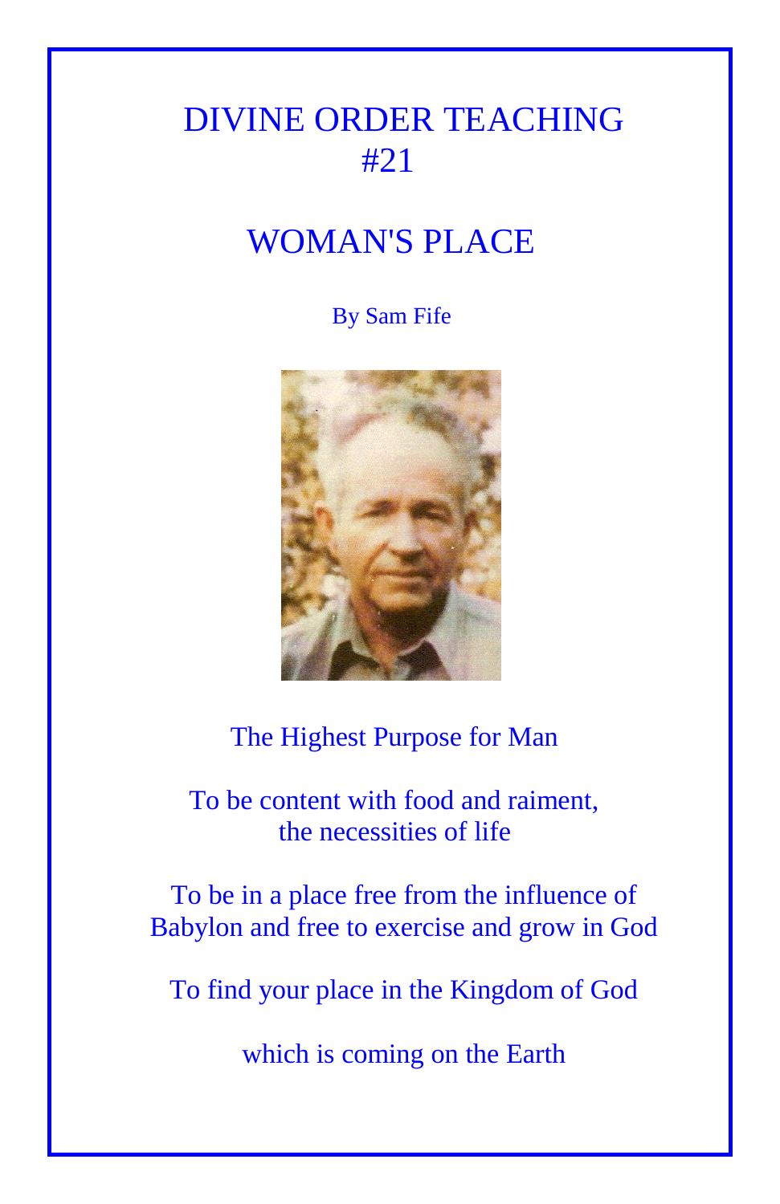# DIVINE ORDER TEACHING #21

# WOMAN'S PLACE

By Sam Fife

The Highest Purpose for Man

To be content with food and raiment, the necessities of life

To be in a place free from the influence of Babylon and free to exercise and grow in God

To find your place in the Kingdom of God

which is coming on the Earth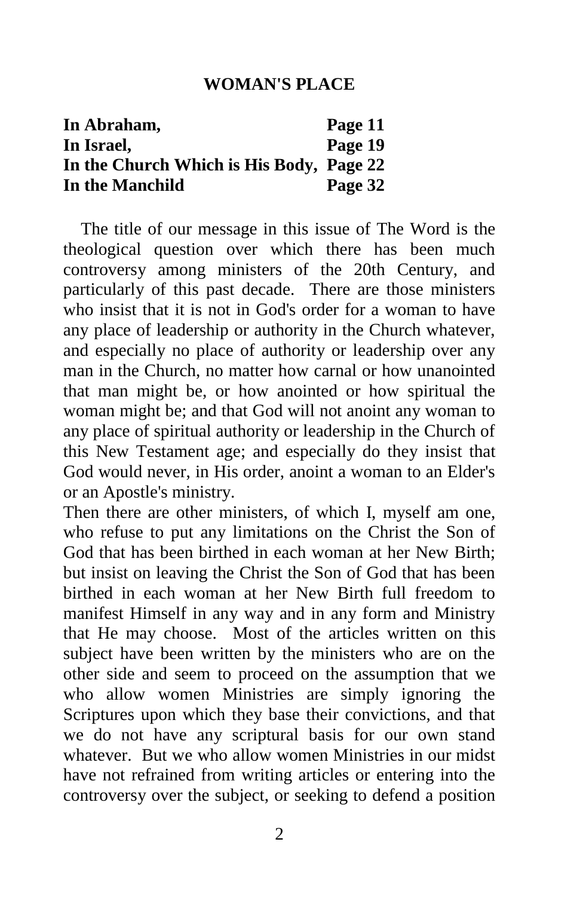## WOMAN'S PLACE

| | |
|---|---|
| **In Abraham,** | **Page 11** |
| **In Israel,** | **Page 19** |
| **In the Church Which is His Body,** | **Page 22** |
| **In the Manchild** | **Page 32** |

The title of our message in this issue of The Word is the theological question over which there has been much controversy among ministers of the 20th Century, and particularly of this past decade. There are those ministers who insist that it is not in God's order for a woman to have any place of leadership or authority in the Church whatever, and especially no place of authority or leadership over any man in the Church, no matter how carnal or how unanointed that man might be, or how anointed or how spiritual the woman might be; and that God will not anoint any woman to any place of spiritual authority or leadership in the Church of this New Testament age; and especially do they insist that God would never, in His order, anoint a woman to an Elder's or an Apostle's ministry.

Then there are other ministers, of which I, myself am one, who refuse to put any limitations on the Christ the Son of God that has been birthed in each woman at her New Birth; but insist on leaving the Christ the Son of God that has been birthed in each woman at her New Birth full freedom to manifest Himself in any way and in any form and Ministry that He may choose. Most of the articles written on this subject have been written by the ministers who are on the other side and seem to proceed on the assumption that we who allow women Ministries are simply ignoring the Scriptures upon which they base their convictions, and that we do not have any scriptural basis for our own stand whatever. But we who allow women Ministries in our midst have not refrained from writing articles or entering into the controversy over the subject, or seeking to defend a position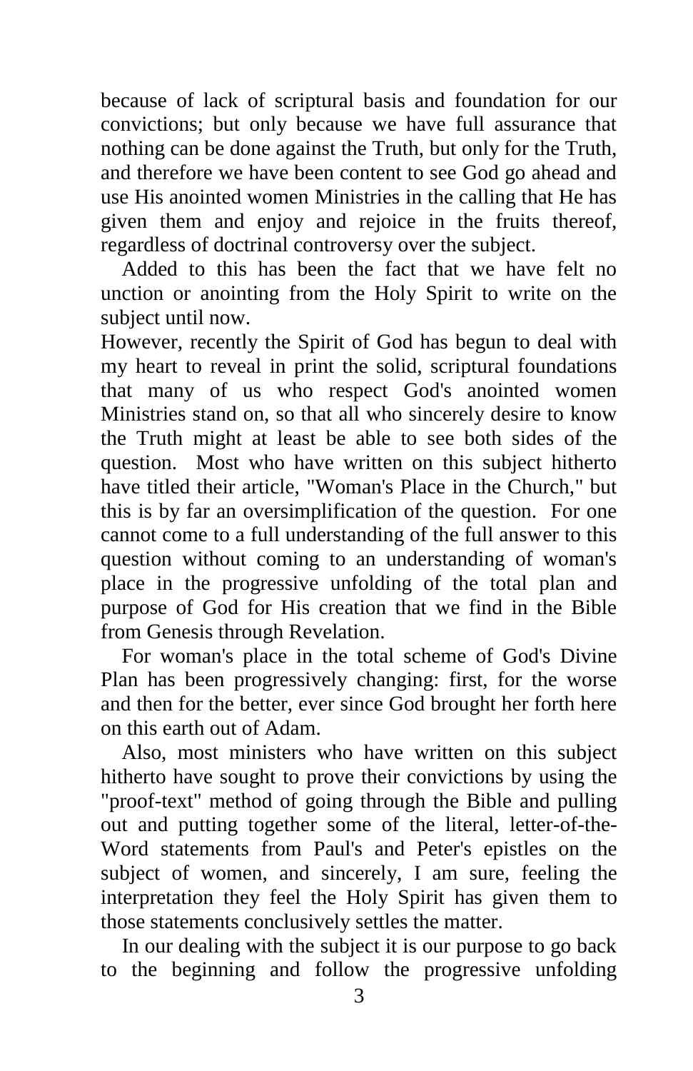because of lack of scriptural basis and foundation for our convictions; but only because we have full assurance that nothing can be done against the Truth, but only for the Truth, and therefore we have been content to see God go ahead and use His anointed women Ministries in the calling that He has given them and enjoy and rejoice in the fruits thereof, regardless of doctrinal controversy over the subject.

Added to this has been the fact that we have felt no unction or anointing from the Holy Spirit to write on the subject until now.

However, recently the Spirit of God has begun to deal with my heart to reveal in print the solid, scriptural foundations that many of us who respect God's anointed women Ministries stand on, so that all who sincerely desire to know the Truth might at least be able to see both sides of the question. Most who have written on this subject hitherto have titled their article, "Woman's Place in the Church," but this is by far an oversimplification of the question. For one cannot come to a full understanding of the full answer to this question without coming to an understanding of woman's place in the progressive unfolding of the total plan and purpose of God for His creation that we find in the Bible from Genesis through Revelation.

For woman's place in the total scheme of God's Divine Plan has been progressively changing: first, for the worse and then for the better, ever since God brought her forth here on this earth out of Adam.

Also, most ministers who have written on this subject hitherto have sought to prove their convictions by using the "proof-text" method of going through the Bible and pulling out and putting together some of the literal, letter-of-the-Word statements from Paul's and Peter's epistles on the subject of women, and sincerely, I am sure, feeling the interpretation they feel the Holy Spirit has given them to those statements conclusively settles the matter.

In our dealing with the subject it is our purpose to go back to the beginning and follow the progressive unfolding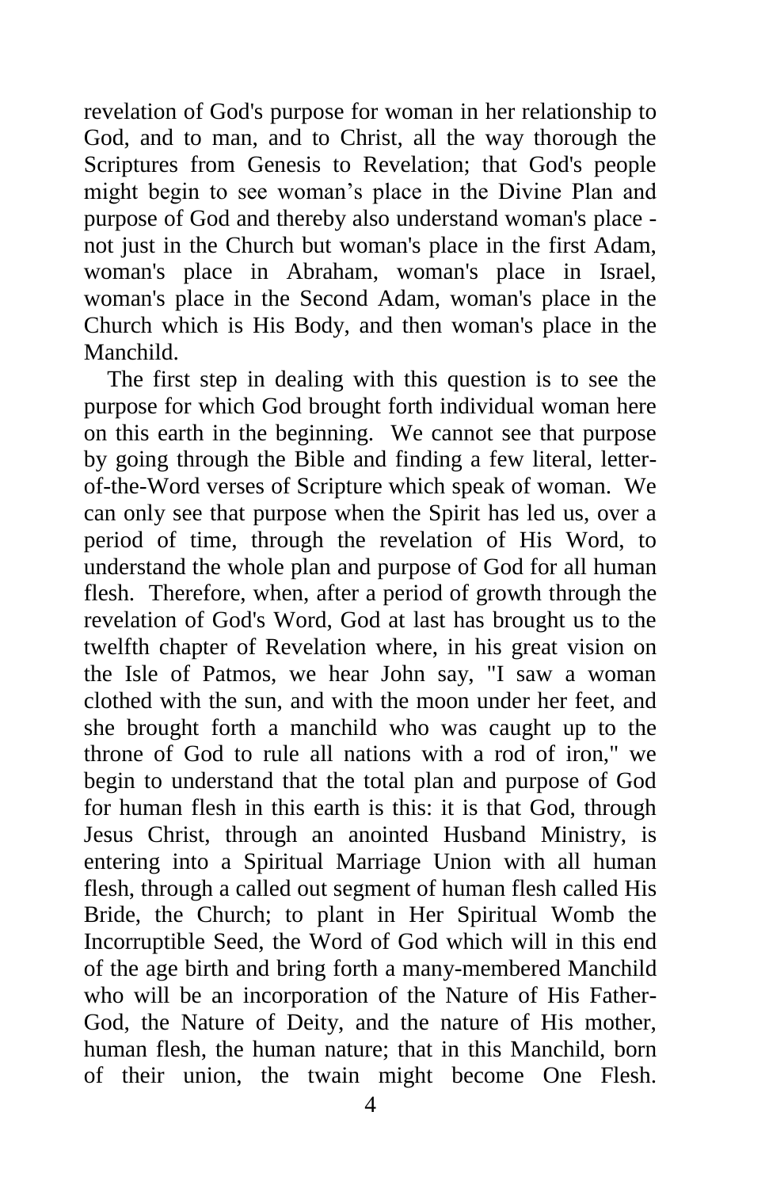revelation of God's purpose for woman in her relationship to God, and to man, and to Christ, all the way thorough the Scriptures from Genesis to Revelation; that God's people might begin to see woman's place in the Divine Plan and purpose of God and thereby also understand woman's place - not just in the Church but woman's place in the first Adam, woman's place in Abraham, woman's place in Israel, woman's place in the Second Adam, woman's place in the Church which is His Body, and then woman's place in the Manchild.

The first step in dealing with this question is to see the purpose for which God brought forth individual woman here on this earth in the beginning. We cannot see that purpose by going through the Bible and finding a few literal, letter-of-the-Word verses of Scripture which speak of woman. We can only see that purpose when the Spirit has led us, over a period of time, through the revelation of His Word, to understand the whole plan and purpose of God for all human flesh. Therefore, when, after a period of growth through the revelation of God's Word, God at last has brought us to the twelfth chapter of Revelation where, in his great vision on the Isle of Patmos, we hear John say, "I saw a woman clothed with the sun, and with the moon under her feet, and she brought forth a manchild who was caught up to the throne of God to rule all nations with a rod of iron," we begin to understand that the total plan and purpose of God for human flesh in this earth is this: it is that God, through Jesus Christ, through an anointed Husband Ministry, is entering into a Spiritual Marriage Union with all human flesh, through a called out segment of human flesh called His Bride, the Church; to plant in Her Spiritual Womb the Incorruptible Seed, the Word of God which will in this end of the age birth and bring forth a many-membered Manchild who will be an incorporation of the Nature of His Father-God, the Nature of Deity, and the nature of His mother, human flesh, the human nature; that in this Manchild, born of their union, the twain might become One Flesh.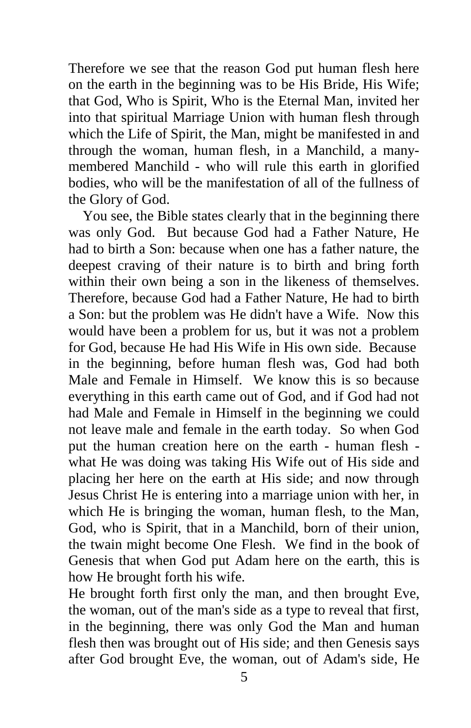Therefore we see that the reason God put human flesh here on the earth in the beginning was to be His Bride, His Wife; that God, Who is Spirit, Who is the Eternal Man, invited her into that spiritual Marriage Union with human flesh through which the Life of Spirit, the Man, might be manifested in and through the woman, human flesh, in a Manchild, a many-membered Manchild - who will rule this earth in glorified bodies, who will be the manifestation of all of the fullness of the Glory of God.

You see, the Bible states clearly that in the beginning there was only God. But because God had a Father Nature, He had to birth a Son: because when one has a father nature, the deepest craving of their nature is to birth and bring forth within their own being a son in the likeness of themselves. Therefore, because God had a Father Nature, He had to birth a Son: but the problem was He didn't have a Wife. Now this would have been a problem for us, but it was not a problem for God, because He had His Wife in His own side. Because in the beginning, before human flesh was, God had both Male and Female in Himself. We know this is so because everything in this earth came out of God, and if God had not had Male and Female in Himself in the beginning we could not leave male and female in the earth today. So when God put the human creation here on the earth - human flesh - what He was doing was taking His Wife out of His side and placing her here on the earth at His side; and now through Jesus Christ He is entering into a marriage union with her, in which He is bringing the woman, human flesh, to the Man, God, who is Spirit, that in a Manchild, born of their union, the twain might become One Flesh. We find in the book of Genesis that when God put Adam here on the earth, this is how He brought forth his wife.

He brought forth first only the man, and then brought Eve, the woman, out of the man's side as a type to reveal that first, in the beginning, there was only God the Man and human flesh then was brought out of His side; and then Genesis says after God brought Eve, the woman, out of Adam's side, He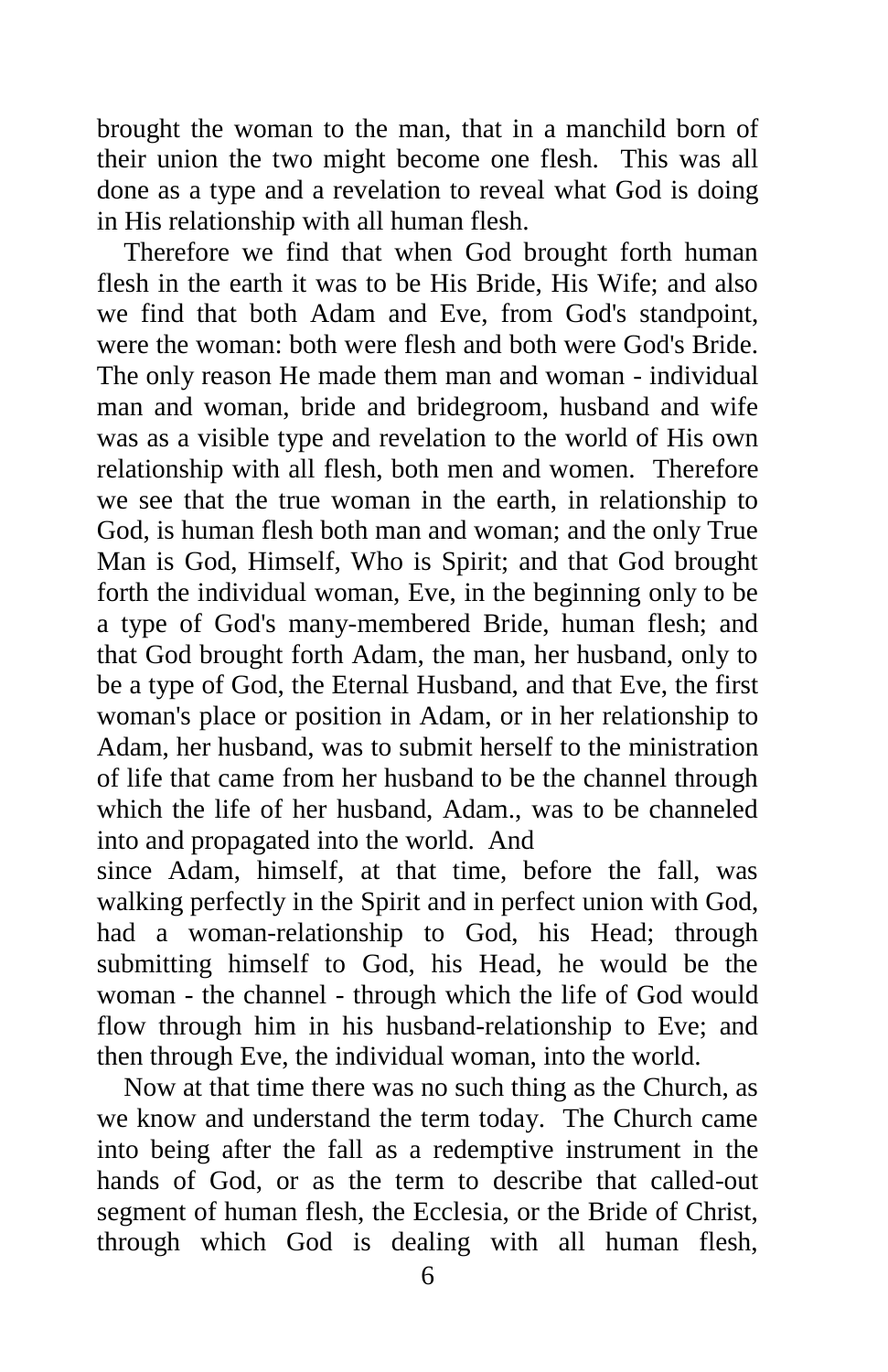brought the woman to the man, that in a manchild born of their union the two might become one flesh. This was all done as a type and a revelation to reveal what God is doing in His relationship with all human flesh.

Therefore we find that when God brought forth human flesh in the earth it was to be His Bride, His Wife; and also we find that both Adam and Eve, from God's standpoint, were the woman: both were flesh and both were God's Bride. The only reason He made them man and woman - individual man and woman, bride and bridegroom, husband and wife was as a visible type and revelation to the world of His own relationship with all flesh, both men and women. Therefore we see that the true woman in the earth, in relationship to God, is human flesh both man and woman; and the only True Man is God, Himself, Who is Spirit; and that God brought forth the individual woman, Eve, in the beginning only to be a type of God's many-membered Bride, human flesh; and that God brought forth Adam, the man, her husband, only to be a type of God, the Eternal Husband, and that Eve, the first woman's place or position in Adam, or in her relationship to Adam, her husband, was to submit herself to the ministration of life that came from her husband to be the channel through which the life of her husband, Adam., was to be channeled into and propagated into the world. And since Adam, himself, at that time, before the fall, was walking perfectly in the Spirit and in perfect union with God, had a woman-relationship to God, his Head; through submitting himself to God, his Head, he would be the woman - the channel - through which the life of God would flow through him in his husband-relationship to Eve; and then through Eve, the individual woman, into the world.

Now at that time there was no such thing as the Church, as we know and understand the term today. The Church came into being after the fall as a redemptive instrument in the hands of God, or as the term to describe that called-out segment of human flesh, the Ecclesia, or the Bride of Christ, through which God is dealing with all human flesh,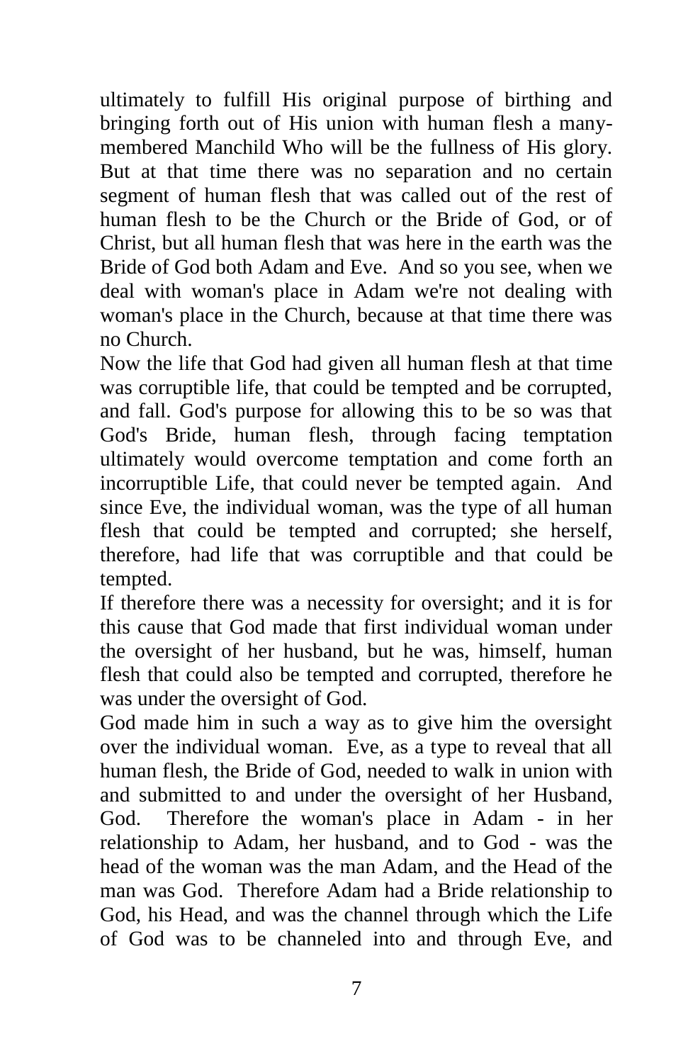ultimately to fulfill His original purpose of birthing and bringing forth out of His union with human flesh a many-membered Manchild Who will be the fullness of His glory. But at that time there was no separation and no certain segment of human flesh that was called out of the rest of human flesh to be the Church or the Bride of God, or of Christ, but all human flesh that was here in the earth was the Bride of God both Adam and Eve. And so you see, when we deal with woman's place in Adam we're not dealing with woman's place in the Church, because at that time there was no Church.

Now the life that God had given all human flesh at that time was corruptible life, that could be tempted and be corrupted, and fall. God's purpose for allowing this to be so was that God's Bride, human flesh, through facing temptation ultimately would overcome temptation and come forth an incorruptible Life, that could never be tempted again. And since Eve, the individual woman, was the type of all human flesh that could be tempted and corrupted; she herself, therefore, had life that was corruptible and that could be tempted.

If therefore there was a necessity for oversight; and it is for this cause that God made that first individual woman under the oversight of her husband, but he was, himself, human flesh that could also be tempted and corrupted, therefore he was under the oversight of God.

God made him in such a way as to give him the oversight over the individual woman. Eve, as a type to reveal that all human flesh, the Bride of God, needed to walk in union with and submitted to and under the oversight of her Husband, God. Therefore the woman's place in Adam - in her relationship to Adam, her husband, and to God - was the head of the woman was the man Adam, and the Head of the man was God. Therefore Adam had a Bride relationship to God, his Head, and was the channel through which the Life of God was to be channeled into and through Eve, and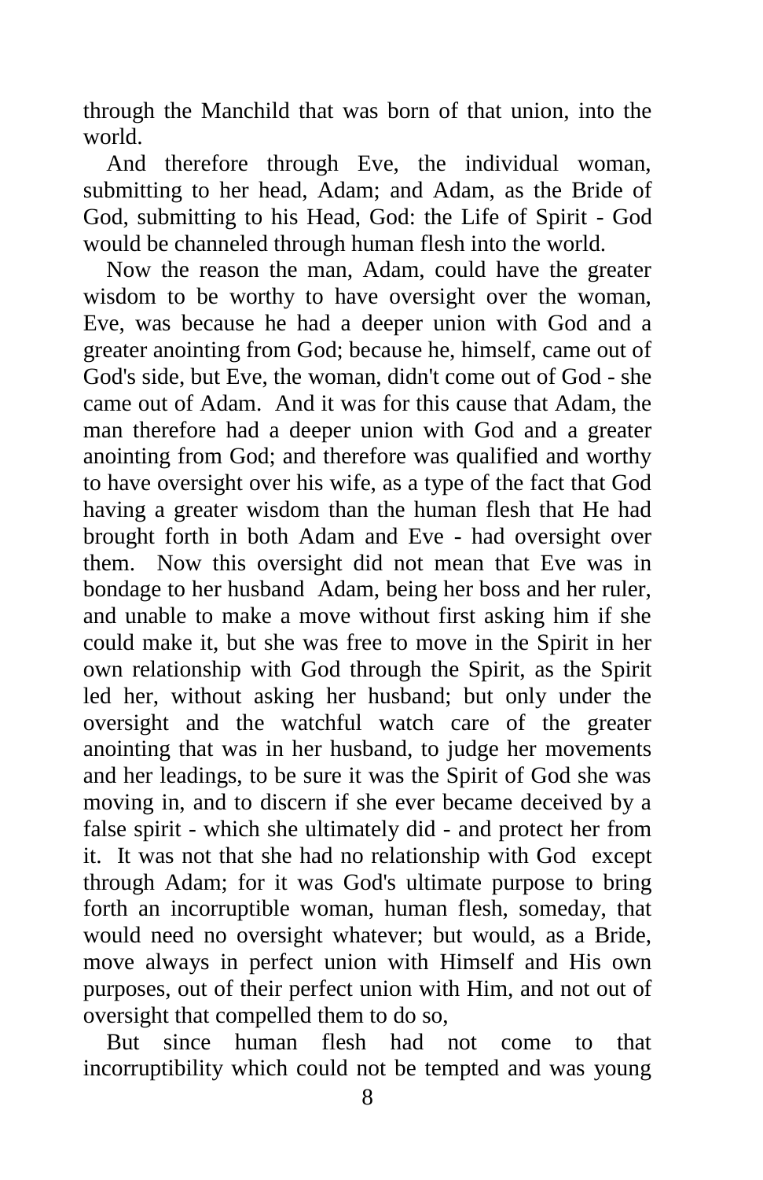through the Manchild that was born of that union, into the world.

And therefore through Eve, the individual woman, submitting to her head, Adam; and Adam, as the Bride of God, submitting to his Head, God: the Life of Spirit - God would be channeled through human flesh into the world.

Now the reason the man, Adam, could have the greater wisdom to be worthy to have oversight over the woman, Eve, was because he had a deeper union with God and a greater anointing from God; because he, himself, came out of God's side, but Eve, the woman, didn't come out of God - she came out of Adam. And it was for this cause that Adam, the man therefore had a deeper union with God and a greater anointing from God; and therefore was qualified and worthy to have oversight over his wife, as a type of the fact that God having a greater wisdom than the human flesh that He had brought forth in both Adam and Eve - had oversight over them. Now this oversight did not mean that Eve was in bondage to her husband Adam, being her boss and her ruler, and unable to make a move without first asking him if she could make it, but she was free to move in the Spirit in her own relationship with God through the Spirit, as the Spirit led her, without asking her husband; but only under the oversight and the watchful watch care of the greater anointing that was in her husband, to judge her movements and her leadings, to be sure it was the Spirit of God she was moving in, and to discern if she ever became deceived by a false spirit - which she ultimately did - and protect her from it. It was not that she had no relationship with God except through Adam; for it was God's ultimate purpose to bring forth an incorruptible woman, human flesh, someday, that would need no oversight whatever; but would, as a Bride, move always in perfect union with Himself and His own purposes, out of their perfect union with Him, and not out of oversight that compelled them to do so,

But since human flesh had not come to that incorruptibility which could not be tempted and was young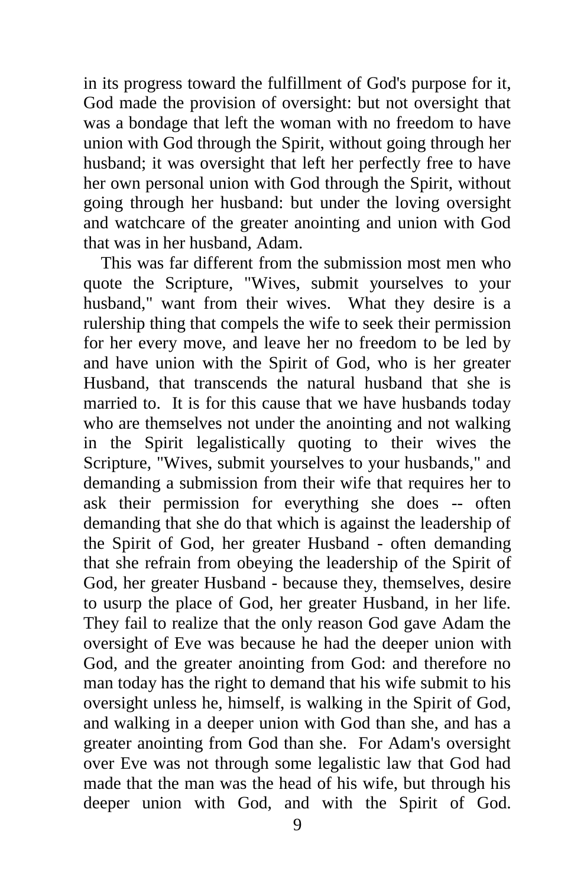in its progress toward the fulfillment of God's purpose for it, God made the provision of oversight: but not oversight that was a bondage that left the woman with no freedom to have union with God through the Spirit, without going through her husband; it was oversight that left her perfectly free to have her own personal union with God through the Spirit, without going through her husband: but under the loving oversight and watchcare of the greater anointing and union with God that was in her husband, Adam.

This was far different from the submission most men who quote the Scripture, "Wives, submit yourselves to your husband," want from their wives. What they desire is a rulership thing that compels the wife to seek their permission for her every move, and leave her no freedom to be led by and have union with the Spirit of God, who is her greater Husband, that transcends the natural husband that she is married to. It is for this cause that we have husbands today who are themselves not under the anointing and not walking in the Spirit legalistically quoting to their wives the Scripture, "Wives, submit yourselves to your husbands," and demanding a submission from their wife that requires her to ask their permission for everything she does -- often demanding that she do that which is against the leadership of the Spirit of God, her greater Husband - often demanding that she refrain from obeying the leadership of the Spirit of God, her greater Husband - because they, themselves, desire to usurp the place of God, her greater Husband, in her life. They fail to realize that the only reason God gave Adam the oversight of Eve was because he had the deeper union with God, and the greater anointing from God: and therefore no man today has the right to demand that his wife submit to his oversight unless he, himself, is walking in the Spirit of God, and walking in a deeper union with God than she, and has a greater anointing from God than she. For Adam's oversight over Eve was not through some legalistic law that God had made that the man was the head of his wife, but through his deeper union with God, and with the Spirit of God.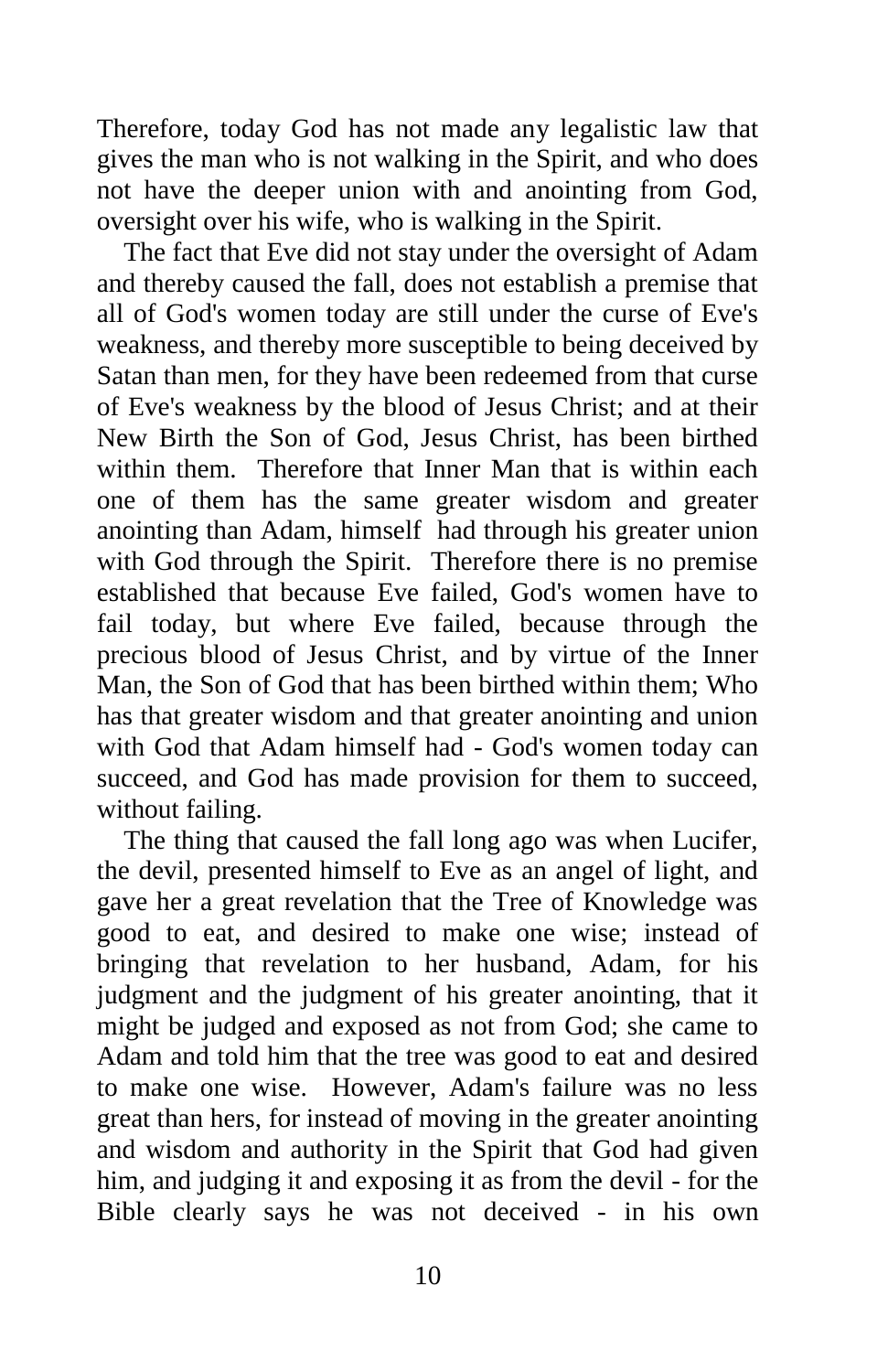Therefore, today God has not made any legalistic law that gives the man who is not walking in the Spirit, and who does not have the deeper union with and anointing from God, oversight over his wife, who is walking in the Spirit.

The fact that Eve did not stay under the oversight of Adam and thereby caused the fall, does not establish a premise that all of God's women today are still under the curse of Eve's weakness, and thereby more susceptible to being deceived by Satan than men, for they have been redeemed from that curse of Eve's weakness by the blood of Jesus Christ; and at their New Birth the Son of God, Jesus Christ, has been birthed within them. Therefore that Inner Man that is within each one of them has the same greater wisdom and greater anointing than Adam, himself had through his greater union with God through the Spirit. Therefore there is no premise established that because Eve failed, God's women have to fail today, but where Eve failed, because through the precious blood of Jesus Christ, and by virtue of the Inner Man, the Son of God that has been birthed within them; Who has that greater wisdom and that greater anointing and union with God that Adam himself had - God's women today can succeed, and God has made provision for them to succeed, without failing.

The thing that caused the fall long ago was when Lucifer, the devil, presented himself to Eve as an angel of light, and gave her a great revelation that the Tree of Knowledge was good to eat, and desired to make one wise; instead of bringing that revelation to her husband, Adam, for his judgment and the judgment of his greater anointing, that it might be judged and exposed as not from God; she came to Adam and told him that the tree was good to eat and desired to make one wise. However, Adam's failure was no less great than hers, for instead of moving in the greater anointing and wisdom and authority in the Spirit that God had given him, and judging it and exposing it as from the devil - for the Bible clearly says he was not deceived - in his own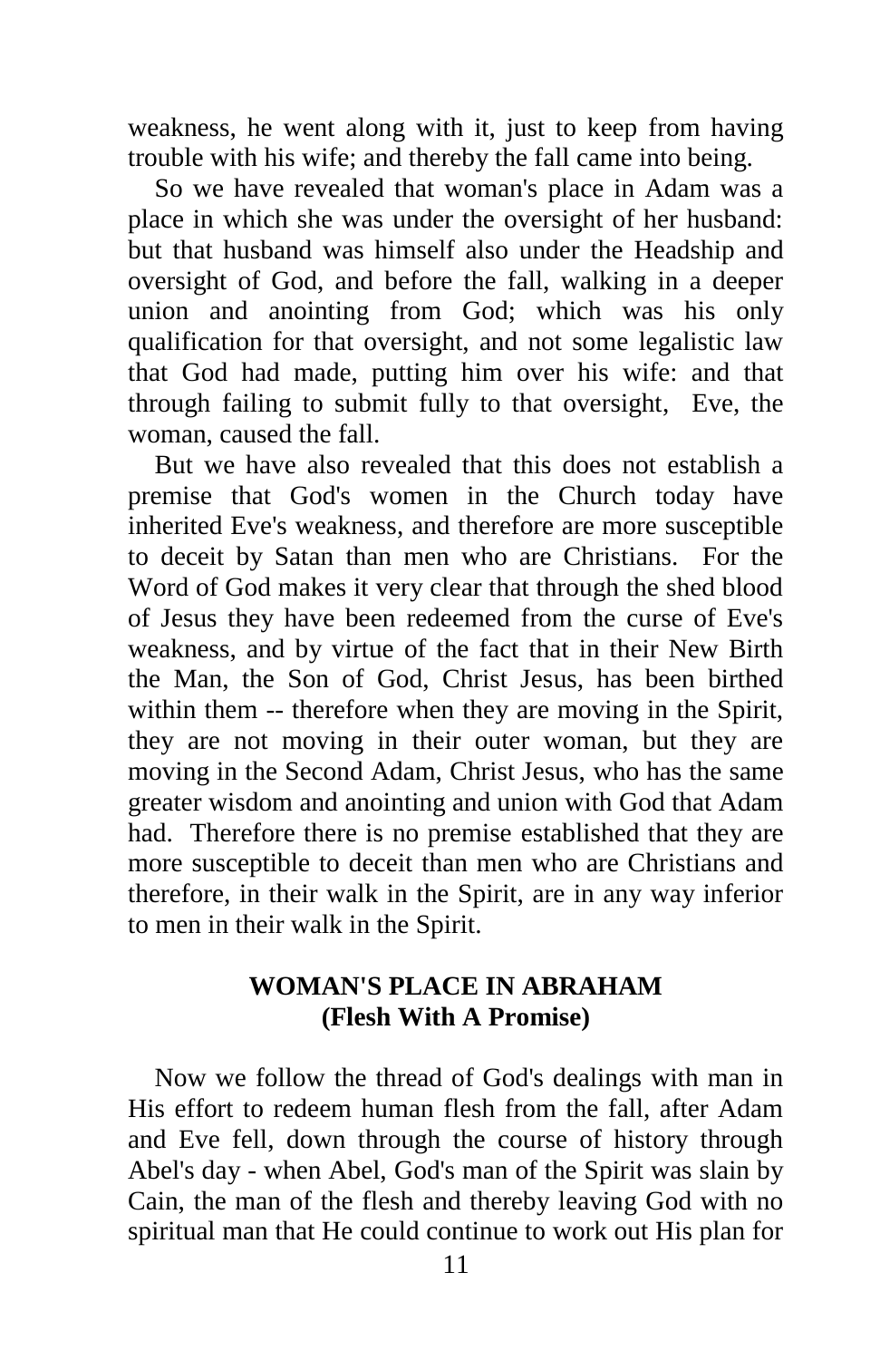weakness, he went along with it, just to keep from having trouble with his wife; and thereby the fall came into being.

So we have revealed that woman's place in Adam was a place in which she was under the oversight of her husband: but that husband was himself also under the Headship and oversight of God, and before the fall, walking in a deeper union and anointing from God; which was his only qualification for that oversight, and not some legalistic law that God had made, putting him over his wife: and that through failing to submit fully to that oversight, Eve, the woman, caused the fall.

But we have also revealed that this does not establish a premise that God's women in the Church today have inherited Eve's weakness, and therefore are more susceptible to deceit by Satan than men who are Christians. For the Word of God makes it very clear that through the shed blood of Jesus they have been redeemed from the curse of Eve's weakness, and by virtue of the fact that in their New Birth the Man, the Son of God, Christ Jesus, has been birthed within them -- therefore when they are moving in the Spirit, they are not moving in their outer woman, but they are moving in the Second Adam, Christ Jesus, who has the same greater wisdom and anointing and union with God that Adam had. Therefore there is no premise established that they are more susceptible to deceit than men who are Christians and therefore, in their walk in the Spirit, are in any way inferior to men in their walk in the Spirit.

## WOMAN'S PLACE IN ABRAHAM
## (Flesh With A Promise)

Now we follow the thread of God's dealings with man in His effort to redeem human flesh from the fall, after Adam and Eve fell, down through the course of history through Abel's day - when Abel, God's man of the Spirit was slain by Cain, the man of the flesh and thereby leaving God with no spiritual man that He could continue to work out His plan for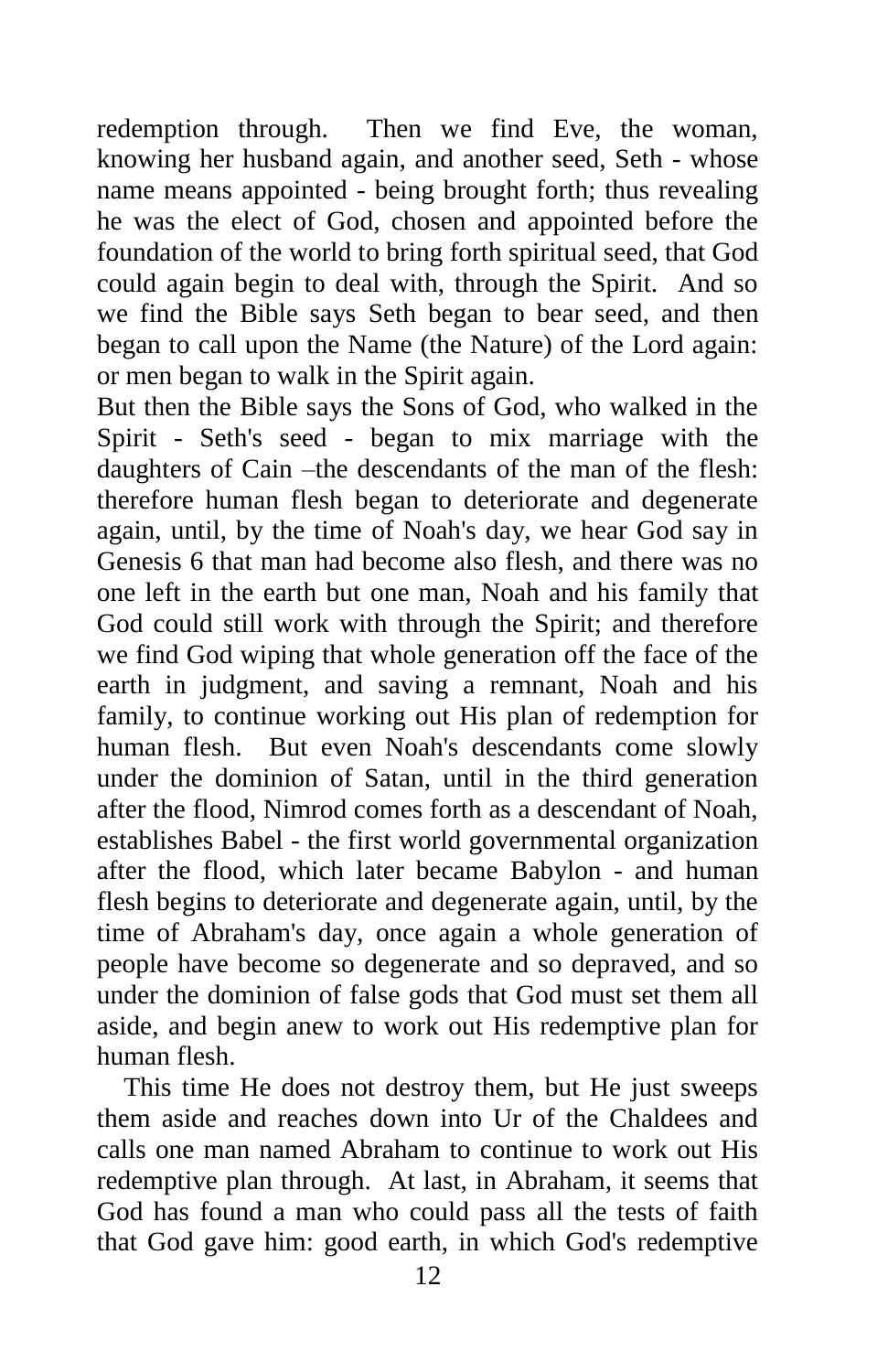redemption through. Then we find Eve, the woman, knowing her husband again, and another seed, Seth - whose name means appointed - being brought forth; thus revealing he was the elect of God, chosen and appointed before the foundation of the world to bring forth spiritual seed, that God could again begin to deal with, through the Spirit. And so we find the Bible says Seth began to bear seed, and then began to call upon the Name (the Nature) of the Lord again: or men began to walk in the Spirit again.

But then the Bible says the Sons of God, who walked in the Spirit - Seth's seed - began to mix marriage with the daughters of Cain –the descendants of the man of the flesh: therefore human flesh began to deteriorate and degenerate again, until, by the time of Noah's day, we hear God say in Genesis 6 that man had become also flesh, and there was no one left in the earth but one man, Noah and his family that God could still work with through the Spirit; and therefore we find God wiping that whole generation off the face of the earth in judgment, and saving a remnant, Noah and his family, to continue working out His plan of redemption for human flesh. But even Noah's descendants come slowly under the dominion of Satan, until in the third generation after the flood, Nimrod comes forth as a descendant of Noah, establishes Babel - the first world governmental organization after the flood, which later became Babylon - and human flesh begins to deteriorate and degenerate again, until, by the time of Abraham's day, once again a whole generation of people have become so degenerate and so depraved, and so under the dominion of false gods that God must set them all aside, and begin anew to work out His redemptive plan for human flesh.

This time He does not destroy them, but He just sweeps them aside and reaches down into Ur of the Chaldees and calls one man named Abraham to continue to work out His redemptive plan through. At last, in Abraham, it seems that God has found a man who could pass all the tests of faith that God gave him: good earth, in which God's redemptive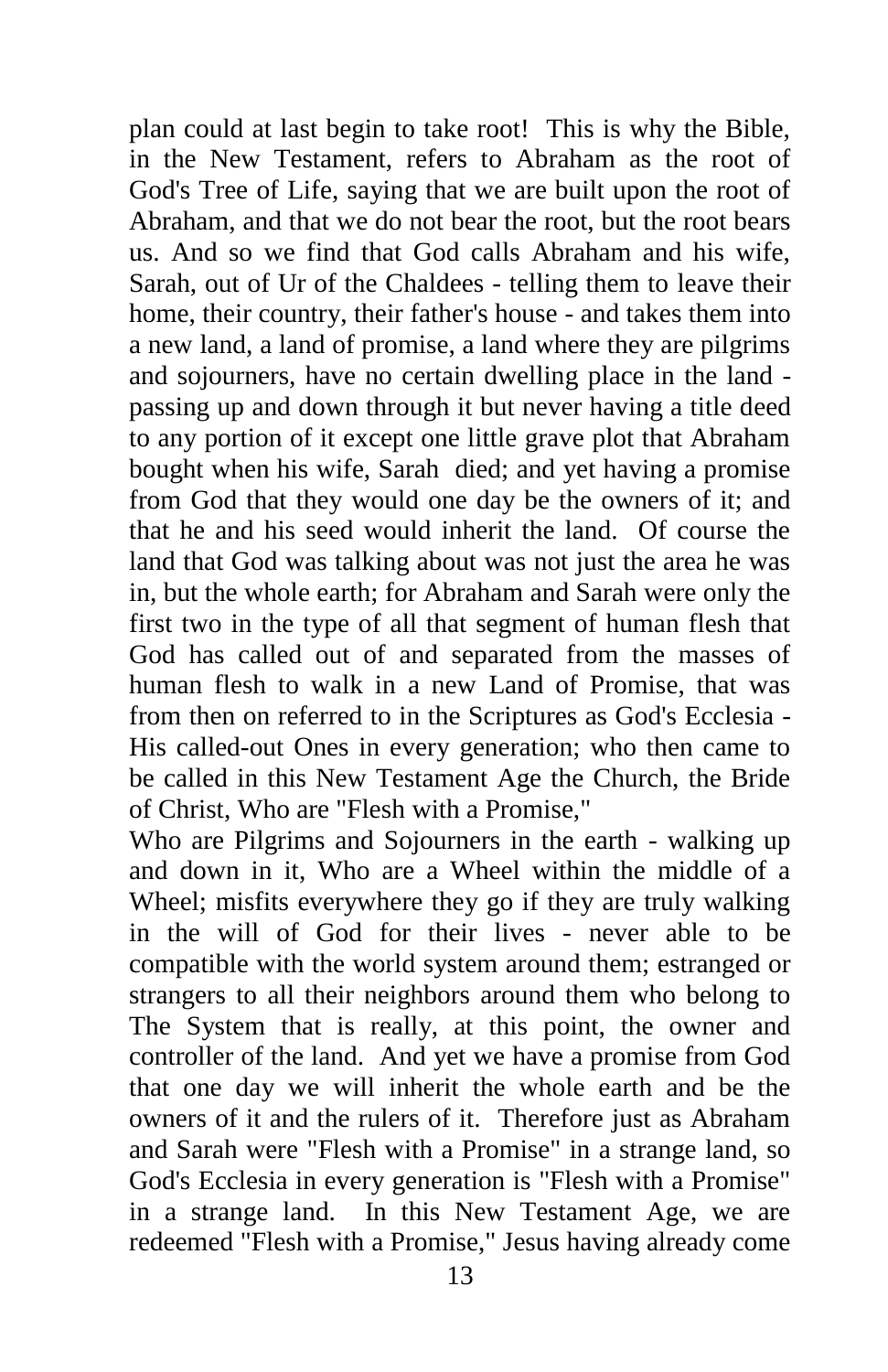plan could at last begin to take root! This is why the Bible, in the New Testament, refers to Abraham as the root of God's Tree of Life, saying that we are built upon the root of Abraham, and that we do not bear the root, but the root bears us. And so we find that God calls Abraham and his wife, Sarah, out of Ur of the Chaldees - telling them to leave their home, their country, their father's house - and takes them into a new land, a land of promise, a land where they are pilgrims and sojourners, have no certain dwelling place in the land - passing up and down through it but never having a title deed to any portion of it except one little grave plot that Abraham bought when his wife, Sarah died; and yet having a promise from God that they would one day be the owners of it; and that he and his seed would inherit the land. Of course the land that God was talking about was not just the area he was in, but the whole earth; for Abraham and Sarah were only the first two in the type of all that segment of human flesh that God has called out of and separated from the masses of human flesh to walk in a new Land of Promise, that was from then on referred to in the Scriptures as God's Ecclesia - His called-out Ones in every generation; who then came to be called in this New Testament Age the Church, the Bride of Christ, Who are "Flesh with a Promise,"

Who are Pilgrims and Sojourners in the earth - walking up and down in it, Who are a Wheel within the middle of a Wheel; misfits everywhere they go if they are truly walking in the will of God for their lives - never able to be compatible with the world system around them; estranged or strangers to all their neighbors around them who belong to The System that is really, at this point, the owner and controller of the land. And yet we have a promise from God that one day we will inherit the whole earth and be the owners of it and the rulers of it. Therefore just as Abraham and Sarah were "Flesh with a Promise" in a strange land, so God's Ecclesia in every generation is "Flesh with a Promise" in a strange land. In this New Testament Age, we are redeemed "Flesh with a Promise," Jesus having already come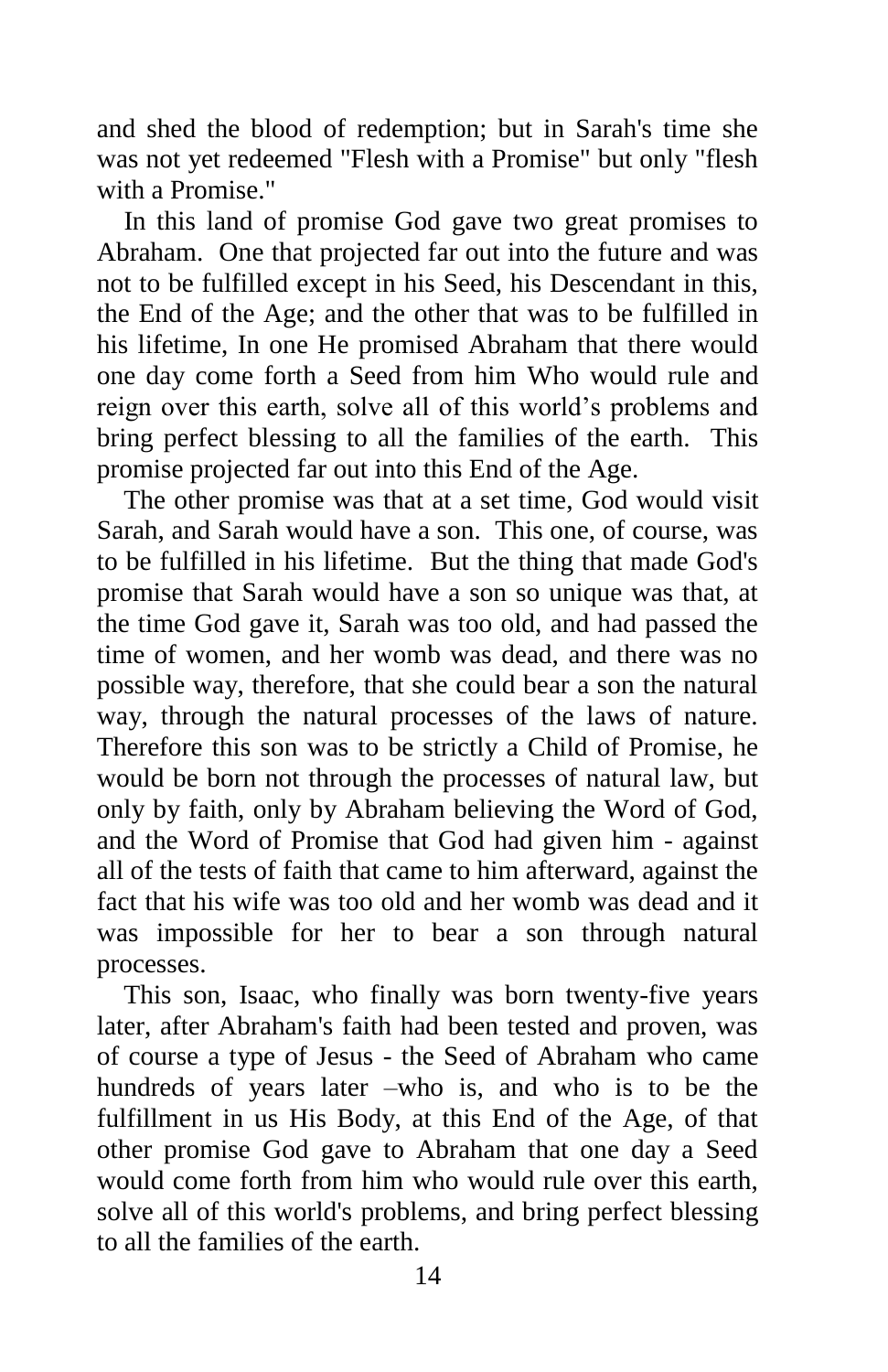and shed the blood of redemption; but in Sarah's time she was not yet redeemed "Flesh with a Promise" but only "flesh with a Promise."

In this land of promise God gave two great promises to Abraham. One that projected far out into the future and was not to be fulfilled except in his Seed, his Descendant in this, the End of the Age; and the other that was to be fulfilled in his lifetime, In one He promised Abraham that there would one day come forth a Seed from him Who would rule and reign over this earth, solve all of this world's problems and bring perfect blessing to all the families of the earth. This promise projected far out into this End of the Age.

The other promise was that at a set time, God would visit Sarah, and Sarah would have a son. This one, of course, was to be fulfilled in his lifetime. But the thing that made God's promise that Sarah would have a son so unique was that, at the time God gave it, Sarah was too old, and had passed the time of women, and her womb was dead, and there was no possible way, therefore, that she could bear a son the natural way, through the natural processes of the laws of nature. Therefore this son was to be strictly a Child of Promise, he would be born not through the processes of natural law, but only by faith, only by Abraham believing the Word of God, and the Word of Promise that God had given him - against all of the tests of faith that came to him afterward, against the fact that his wife was too old and her womb was dead and it was impossible for her to bear a son through natural processes.

This son, Isaac, who finally was born twenty-five years later, after Abraham's faith had been tested and proven, was of course a type of Jesus - the Seed of Abraham who came hundreds of years later –who is, and who is to be the fulfillment in us His Body, at this End of the Age, of that other promise God gave to Abraham that one day a Seed would come forth from him who would rule over this earth, solve all of this world's problems, and bring perfect blessing to all the families of the earth.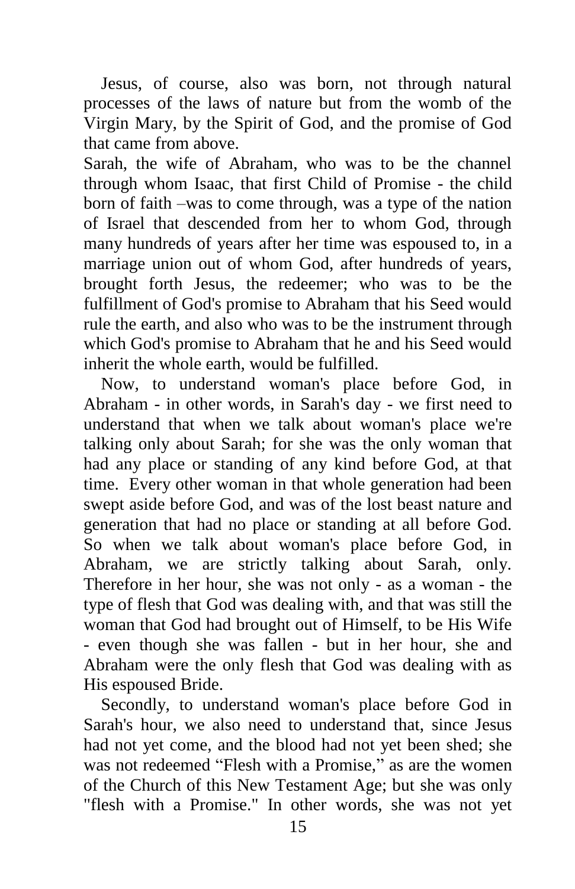Jesus, of course, also was born, not through natural processes of the laws of nature but from the womb of the Virgin Mary, by the Spirit of God, and the promise of God that came from above.

Sarah, the wife of Abraham, who was to be the channel through whom Isaac, that first Child of Promise - the child born of faith –was to come through, was a type of the nation of Israel that descended from her to whom God, through many hundreds of years after her time was espoused to, in a marriage union out of whom God, after hundreds of years, brought forth Jesus, the redeemer; who was to be the fulfillment of God's promise to Abraham that his Seed would rule the earth, and also who was to be the instrument through which God's promise to Abraham that he and his Seed would inherit the whole earth, would be fulfilled.

Now, to understand woman's place before God, in Abraham - in other words, in Sarah's day - we first need to understand that when we talk about woman's place we're talking only about Sarah; for she was the only woman that had any place or standing of any kind before God, at that time. Every other woman in that whole generation had been swept aside before God, and was of the lost beast nature and generation that had no place or standing at all before God. So when we talk about woman's place before God, in Abraham, we are strictly talking about Sarah, only. Therefore in her hour, she was not only - as a woman - the type of flesh that God was dealing with, and that was still the woman that God had brought out of Himself, to be His Wife - even though she was fallen - but in her hour, she and Abraham were the only flesh that God was dealing with as His espoused Bride.

Secondly, to understand woman's place before God in Sarah's hour, we also need to understand that, since Jesus had not yet come, and the blood had not yet been shed; she was not redeemed "Flesh with a Promise," as are the women of the Church of this New Testament Age; but she was only "flesh with a Promise." In other words, she was not yet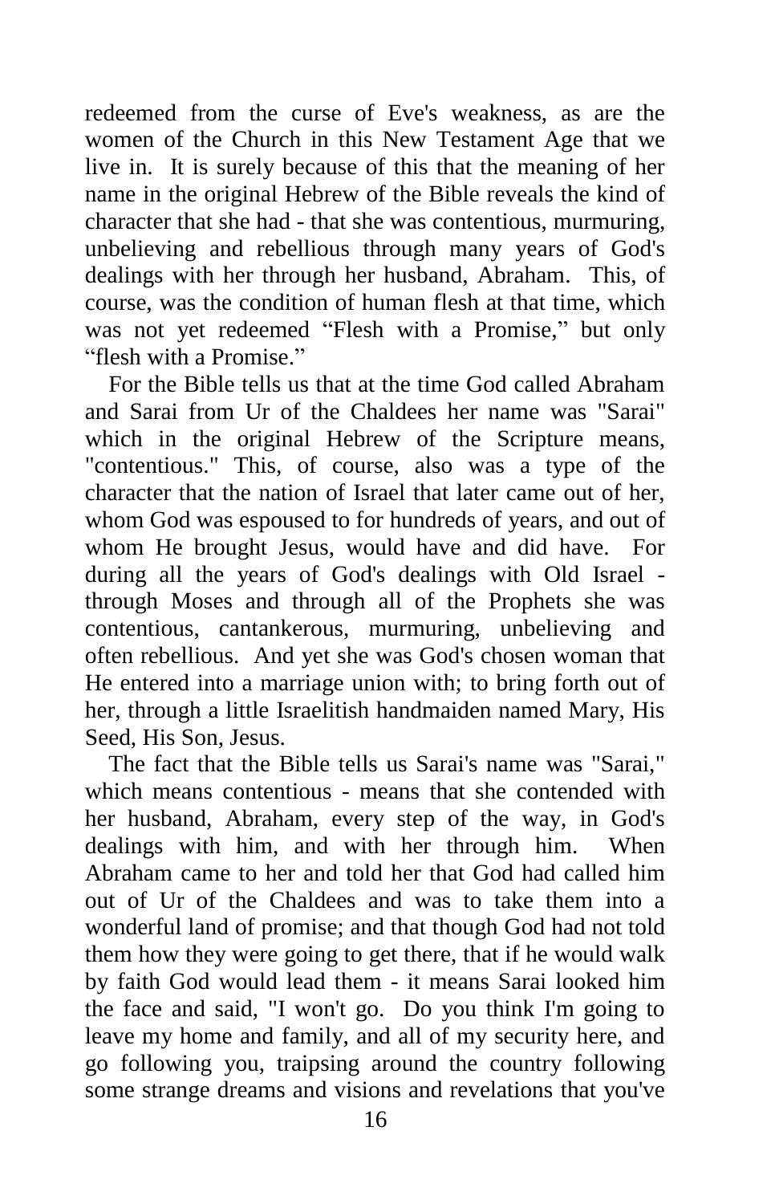redeemed from the curse of Eve's weakness, as are the women of the Church in this New Testament Age that we live in. It is surely because of this that the meaning of her name in the original Hebrew of the Bible reveals the kind of character that she had - that she was contentious, murmuring, unbelieving and rebellious through many years of God's dealings with her through her husband, Abraham. This, of course, was the condition of human flesh at that time, which was not yet redeemed "Flesh with a Promise," but only "flesh with a Promise."

For the Bible tells us that at the time God called Abraham and Sarai from Ur of the Chaldees her name was "Sarai" which in the original Hebrew of the Scripture means, "contentious." This, of course, also was a type of the character that the nation of Israel that later came out of her, whom God was espoused to for hundreds of years, and out of whom He brought Jesus, would have and did have. For during all the years of God's dealings with Old Israel - through Moses and through all of the Prophets she was contentious, cantankerous, murmuring, unbelieving and often rebellious. And yet she was God's chosen woman that He entered into a marriage union with; to bring forth out of her, through a little Israelitish handmaiden named Mary, His Seed, His Son, Jesus.

The fact that the Bible tells us Sarai's name was "Sarai," which means contentious - means that she contended with her husband, Abraham, every step of the way, in God's dealings with him, and with her through him. When Abraham came to her and told her that God had called him out of Ur of the Chaldees and was to take them into a wonderful land of promise; and that though God had not told them how they were going to get there, that if he would walk by faith God would lead them - it means Sarai looked him the face and said, "I won't go. Do you think I'm going to leave my home and family, and all of my security here, and go following you, traipsing around the country following some strange dreams and visions and revelations that you've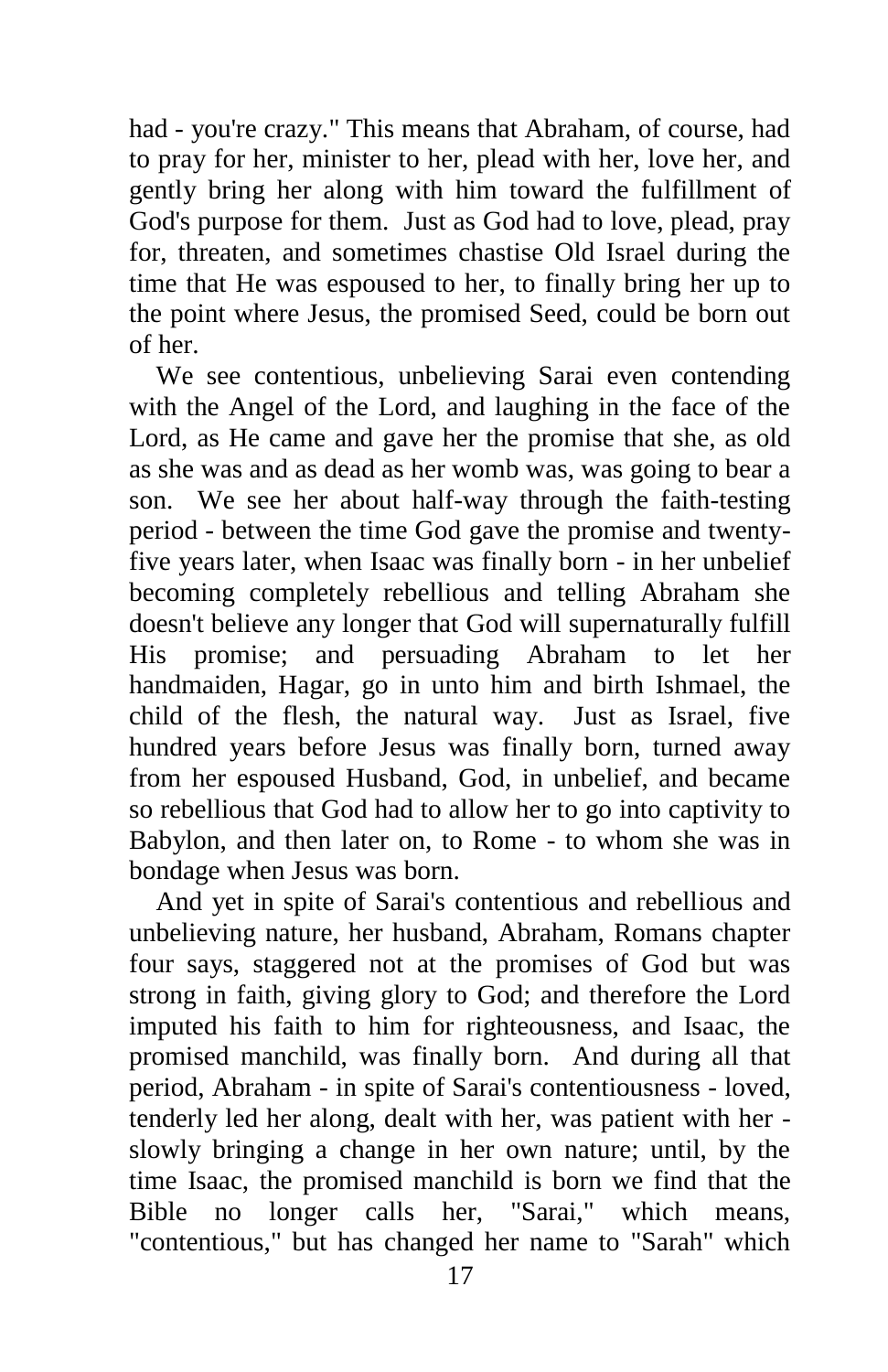had - you're crazy." This means that Abraham, of course, had to pray for her, minister to her, plead with her, love her, and gently bring her along with him toward the fulfillment of God's purpose for them. Just as God had to love, plead, pray for, threaten, and sometimes chastise Old Israel during the time that He was espoused to her, to finally bring her up to the point where Jesus, the promised Seed, could be born out of her.

We see contentious, unbelieving Sarai even contending with the Angel of the Lord, and laughing in the face of the Lord, as He came and gave her the promise that she, as old as she was and as dead as her womb was, was going to bear a son. We see her about half-way through the faith-testing period - between the time God gave the promise and twenty-five years later, when Isaac was finally born - in her unbelief becoming completely rebellious and telling Abraham she doesn't believe any longer that God will supernaturally fulfill His promise; and persuading Abraham to let her handmaiden, Hagar, go in unto him and birth Ishmael, the child of the flesh, the natural way. Just as Israel, five hundred years before Jesus was finally born, turned away from her espoused Husband, God, in unbelief, and became so rebellious that God had to allow her to go into captivity to Babylon, and then later on, to Rome - to whom she was in bondage when Jesus was born.

And yet in spite of Sarai's contentious and rebellious and unbelieving nature, her husband, Abraham, Romans chapter four says, staggered not at the promises of God but was strong in faith, giving glory to God; and therefore the Lord imputed his faith to him for righteousness, and Isaac, the promised manchild, was finally born. And during all that period, Abraham - in spite of Sarai's contentiousness - loved, tenderly led her along, dealt with her, was patient with her - slowly bringing a change in her own nature; until, by the time Isaac, the promised manchild is born we find that the Bible no longer calls her, "Sarai," which means, "contentious," but has changed her name to "Sarah" which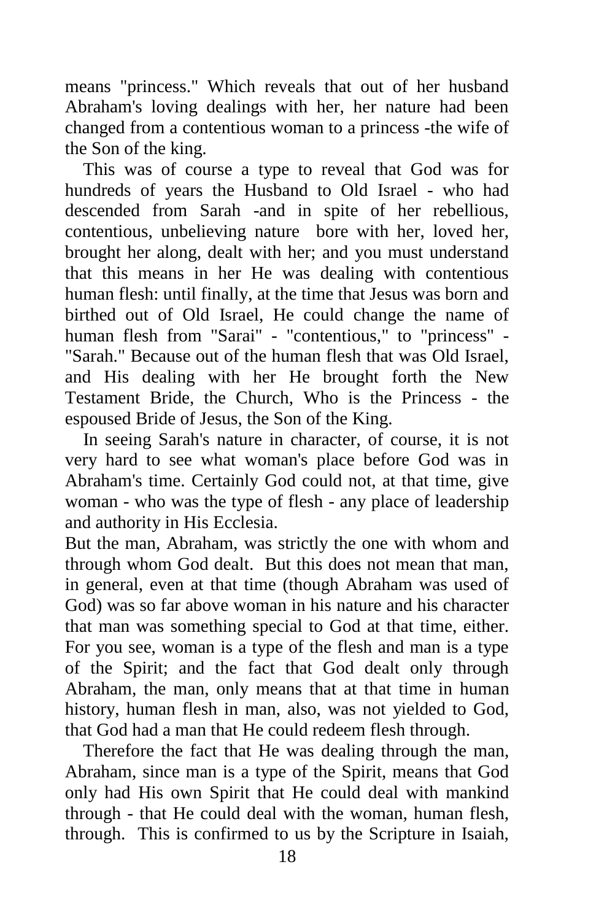means "princess." Which reveals that out of her husband Abraham's loving dealings with her, her nature had been changed from a contentious woman to a princess -the wife of the Son of the king.

This was of course a type to reveal that God was for hundreds of years the Husband to Old Israel - who had descended from Sarah -and in spite of her rebellious, contentious, unbelieving nature bore with her, loved her, brought her along, dealt with her; and you must understand that this means in her He was dealing with contentious human flesh: until finally, at the time that Jesus was born and birthed out of Old Israel, He could change the name of human flesh from "Sarai" - "contentious," to "princess" - "Sarah." Because out of the human flesh that was Old Israel, and His dealing with her He brought forth the New Testament Bride, the Church, Who is the Princess - the espoused Bride of Jesus, the Son of the King.

In seeing Sarah's nature in character, of course, it is not very hard to see what woman's place before God was in Abraham's time. Certainly God could not, at that time, give woman - who was the type of flesh - any place of leadership and authority in His Ecclesia.

But the man, Abraham, was strictly the one with whom and through whom God dealt. But this does not mean that man, in general, even at that time (though Abraham was used of God) was so far above woman in his nature and his character that man was something special to God at that time, either. For you see, woman is a type of the flesh and man is a type of the Spirit; and the fact that God dealt only through Abraham, the man, only means that at that time in human history, human flesh in man, also, was not yielded to God, that God had a man that He could redeem flesh through.

Therefore the fact that He was dealing through the man, Abraham, since man is a type of the Spirit, means that God only had His own Spirit that He could deal with mankind through - that He could deal with the woman, human flesh, through. This is confirmed to us by the Scripture in Isaiah,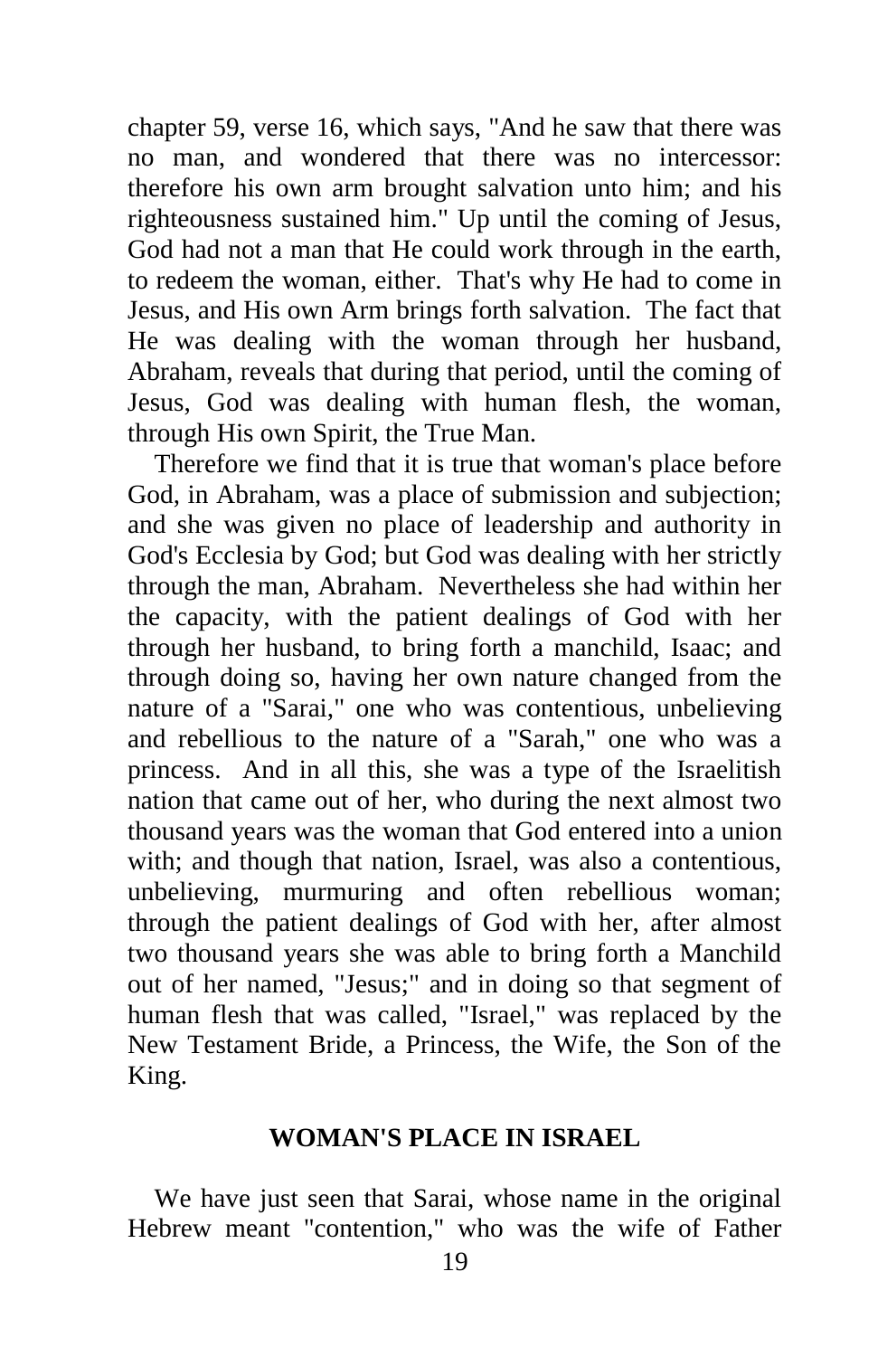chapter 59, verse 16, which says, "And he saw that there was no man, and wondered that there was no intercessor: therefore his own arm brought salvation unto him; and his righteousness sustained him." Up until the coming of Jesus, God had not a man that He could work through in the earth, to redeem the woman, either. That's why He had to come in Jesus, and His own Arm brings forth salvation. The fact that He was dealing with the woman through her husband, Abraham, reveals that during that period, until the coming of Jesus, God was dealing with human flesh, the woman, through His own Spirit, the True Man.

Therefore we find that it is true that woman's place before God, in Abraham, was a place of submission and subjection; and she was given no place of leadership and authority in God's Ecclesia by God; but God was dealing with her strictly through the man, Abraham. Nevertheless she had within her the capacity, with the patient dealings of God with her through her husband, to bring forth a manchild, Isaac; and through doing so, having her own nature changed from the nature of a "Sarai," one who was contentious, unbelieving and rebellious to the nature of a "Sarah," one who was a princess. And in all this, she was a type of the Israelitish nation that came out of her, who during the next almost two thousand years was the woman that God entered into a union with; and though that nation, Israel, was also a contentious, unbelieving, murmuring and often rebellious woman; through the patient dealings of God with her, after almost two thousand years she was able to bring forth a Manchild out of her named, "Jesus;" and in doing so that segment of human flesh that was called, "Israel," was replaced by the New Testament Bride, a Princess, the Wife, the Son of the King.

## WOMAN'S PLACE IN ISRAEL

We have just seen that Sarai, whose name in the original Hebrew meant "contention," who was the wife of Father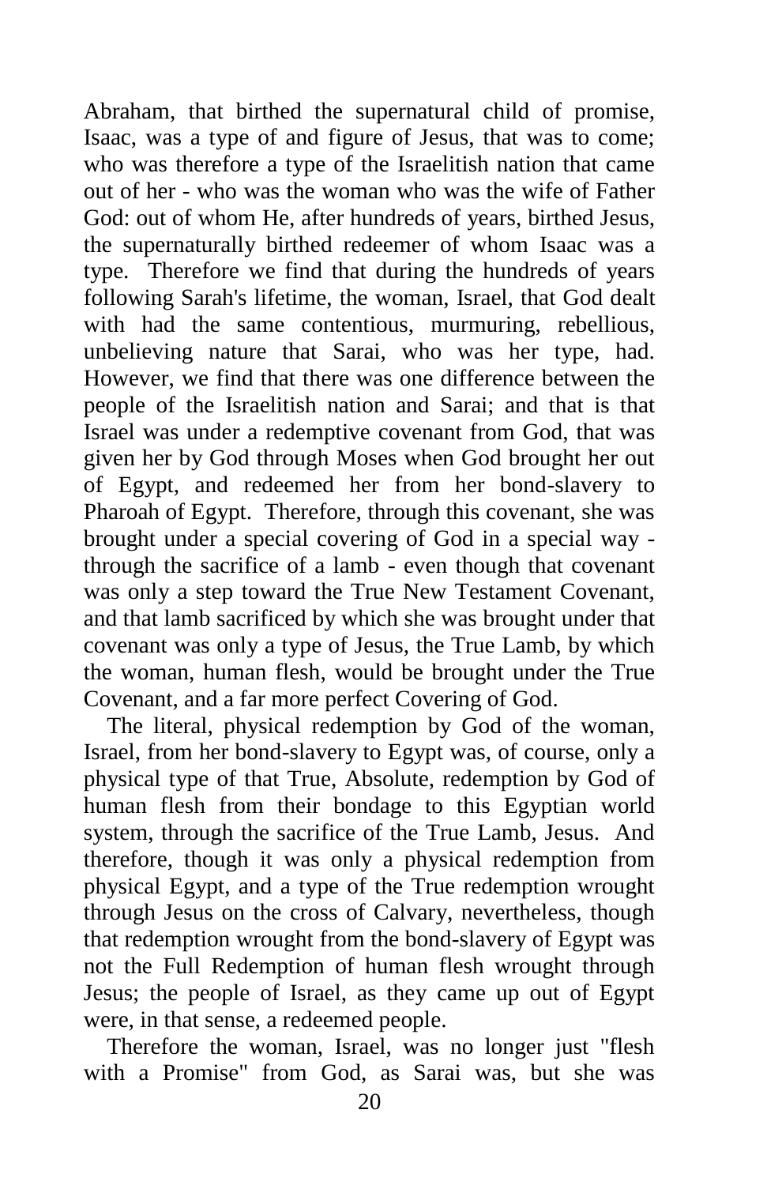Abraham, that birthed the supernatural child of promise, Isaac, was a type of and figure of Jesus, that was to come; who was therefore a type of the Israelitish nation that came out of her - who was the woman who was the wife of Father God: out of whom He, after hundreds of years, birthed Jesus, the supernaturally birthed redeemer of whom Isaac was a type. Therefore we find that during the hundreds of years following Sarah's lifetime, the woman, Israel, that God dealt with had the same contentious, murmuring, rebellious, unbelieving nature that Sarai, who was her type, had. However, we find that there was one difference between the people of the Israelitish nation and Sarai; and that is that Israel was under a redemptive covenant from God, that was given her by God through Moses when God brought her out of Egypt, and redeemed her from her bond-slavery to Pharoah of Egypt. Therefore, through this covenant, she was brought under a special covering of God in a special way - through the sacrifice of a lamb - even though that covenant was only a step toward the True New Testament Covenant, and that lamb sacrificed by which she was brought under that covenant was only a type of Jesus, the True Lamb, by which the woman, human flesh, would be brought under the True Covenant, and a far more perfect Covering of God.

The literal, physical redemption by God of the woman, Israel, from her bond-slavery to Egypt was, of course, only a physical type of that True, Absolute, redemption by God of human flesh from their bondage to this Egyptian world system, through the sacrifice of the True Lamb, Jesus. And therefore, though it was only a physical redemption from physical Egypt, and a type of the True redemption wrought through Jesus on the cross of Calvary, nevertheless, though that redemption wrought from the bond-slavery of Egypt was not the Full Redemption of human flesh wrought through Jesus; the people of Israel, as they came up out of Egypt were, in that sense, a redeemed people.

Therefore the woman, Israel, was no longer just "flesh with a Promise" from God, as Sarai was, but she was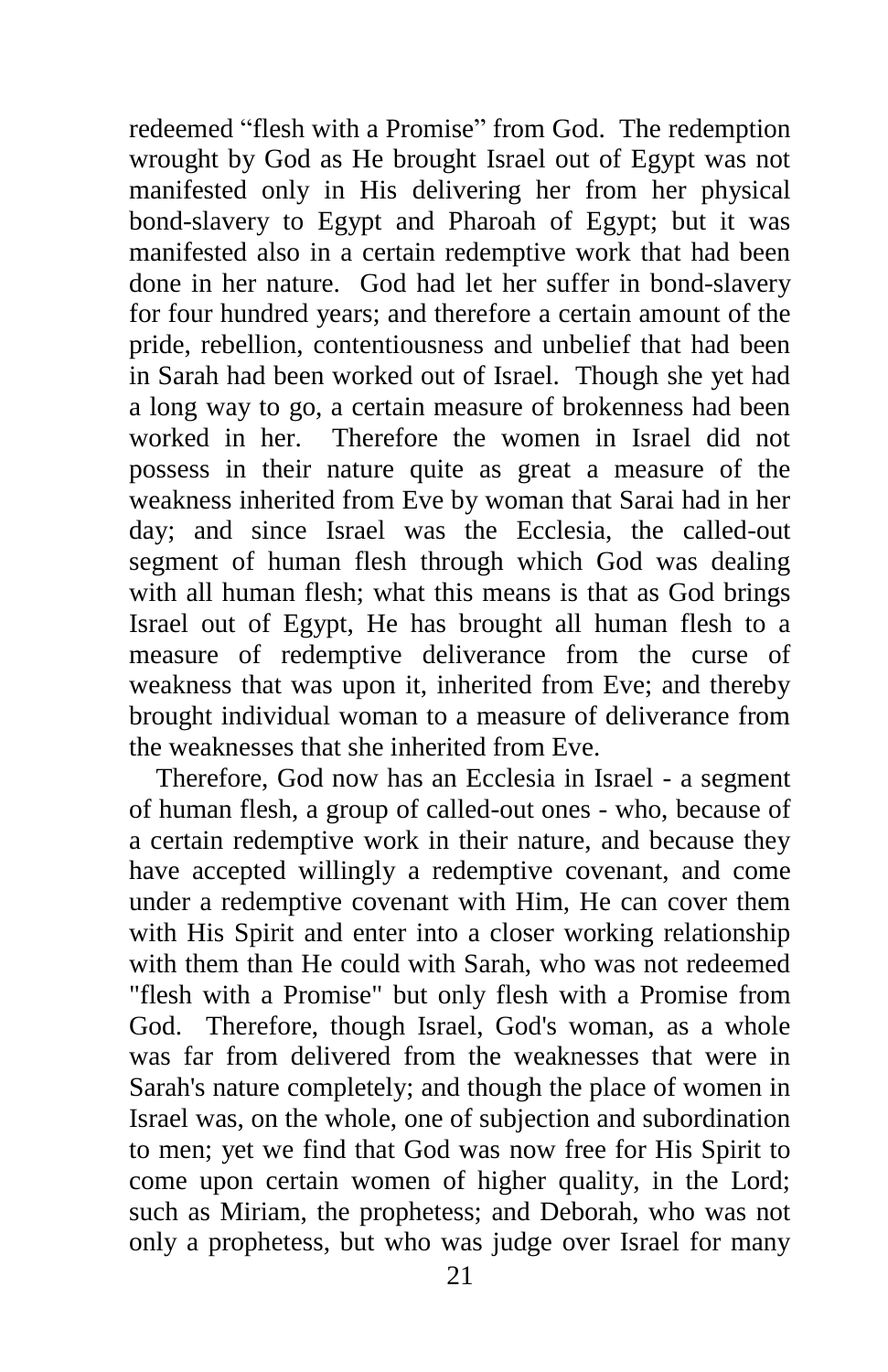redeemed “flesh with a Promise” from God. The redemption wrought by God as He brought Israel out of Egypt was not manifested only in His delivering her from her physical bond-slavery to Egypt and Pharoah of Egypt; but it was manifested also in a certain redemptive work that had been done in her nature. God had let her suffer in bond-slavery for four hundred years; and therefore a certain amount of the pride, rebellion, contentiousness and unbelief that had been in Sarah had been worked out of Israel. Though she yet had a long way to go, a certain measure of brokenness had been worked in her. Therefore the women in Israel did not possess in their nature quite as great a measure of the weakness inherited from Eve by woman that Sarai had in her day; and since Israel was the Ecclesia, the called-out segment of human flesh through which God was dealing with all human flesh; what this means is that as God brings Israel out of Egypt, He has brought all human flesh to a measure of redemptive deliverance from the curse of weakness that was upon it, inherited from Eve; and thereby brought individual woman to a measure of deliverance from the weaknesses that she inherited from Eve.

Therefore, God now has an Ecclesia in Israel - a segment of human flesh, a group of called-out ones - who, because of a certain redemptive work in their nature, and because they have accepted willingly a redemptive covenant, and come under a redemptive covenant with Him, He can cover them with His Spirit and enter into a closer working relationship with them than He could with Sarah, who was not redeemed "flesh with a Promise" but only flesh with a Promise from God. Therefore, though Israel, God's woman, as a whole was far from delivered from the weaknesses that were in Sarah's nature completely; and though the place of women in Israel was, on the whole, one of subjection and subordination to men; yet we find that God was now free for His Spirit to come upon certain women of higher quality, in the Lord; such as Miriam, the prophetess; and Deborah, who was not only a prophetess, but who was judge over Israel for many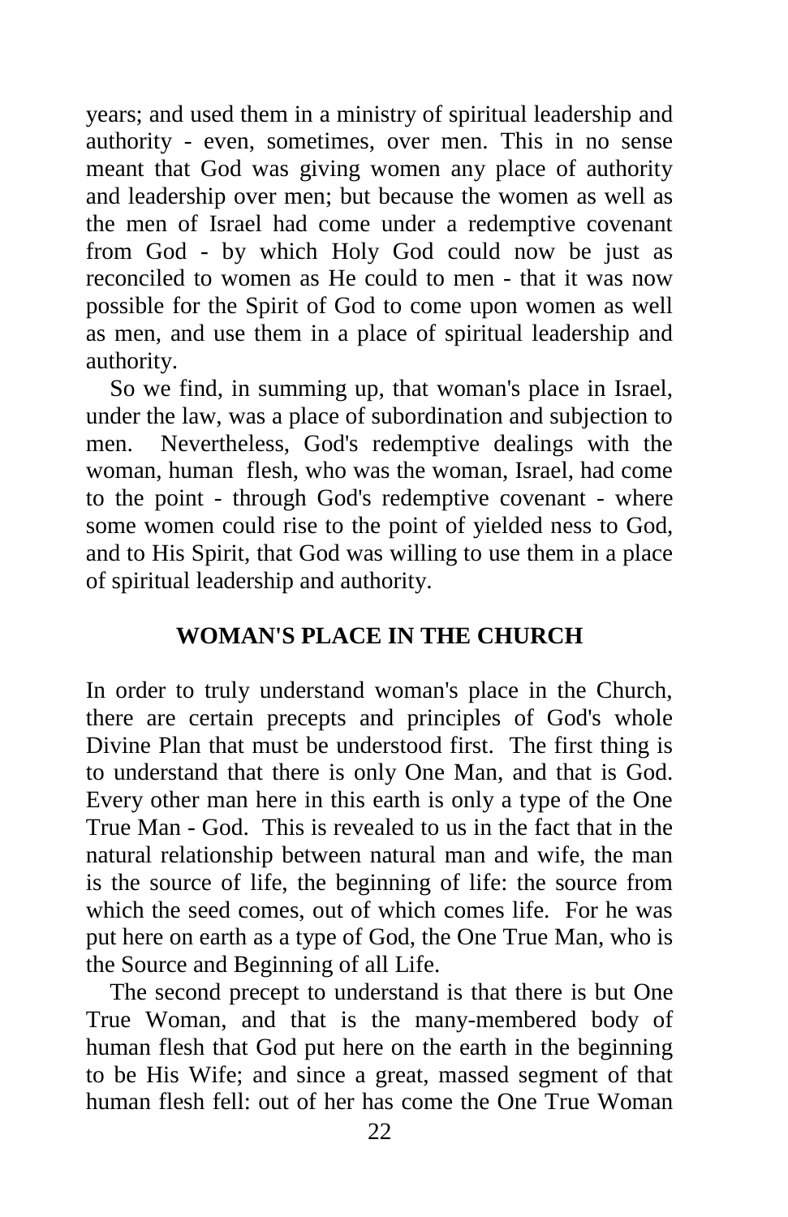years; and used them in a ministry of spiritual leadership and authority - even, sometimes, over men. This in no sense meant that God was giving women any place of authority and leadership over men; but because the women as well as the men of Israel had come under a redemptive covenant from God - by which Holy God could now be just as reconciled to women as He could to men - that it was now possible for the Spirit of God to come upon women as well as men, and use them in a place of spiritual leadership and authority.

So we find, in summing up, that woman's place in Israel, under the law, was a place of subordination and subjection to men. Nevertheless, God's redemptive dealings with the woman, human flesh, who was the woman, Israel, had come to the point - through God's redemptive covenant - where some women could rise to the point of yielded ness to God, and to His Spirit, that God was willing to use them in a place of spiritual leadership and authority.

## WOMAN'S PLACE IN THE CHURCH

In order to truly understand woman's place in the Church, there are certain precepts and principles of God's whole Divine Plan that must be understood first. The first thing is to understand that there is only One Man, and that is God. Every other man here in this earth is only a type of the One True Man - God. This is revealed to us in the fact that in the natural relationship between natural man and wife, the man is the source of life, the beginning of life: the source from which the seed comes, out of which comes life. For he was put here on earth as a type of God, the One True Man, who is the Source and Beginning of all Life.

The second precept to understand is that there is but One True Woman, and that is the many-membered body of human flesh that God put here on the earth in the beginning to be His Wife; and since a great, massed segment of that human flesh fell: out of her has come the One True Woman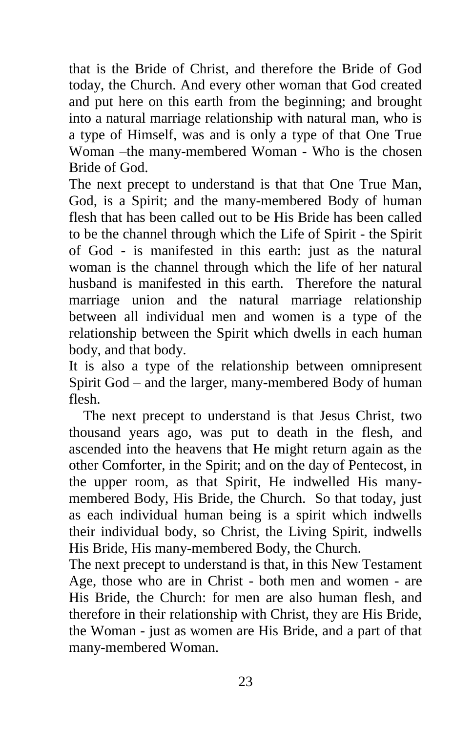that is the Bride of Christ, and therefore the Bride of God today, the Church. And every other woman that God created and put here on this earth from the beginning; and brought into a natural marriage relationship with natural man, who is a type of Himself, was and is only a type of that One True Woman –the many-membered Woman - Who is the chosen Bride of God.

The next precept to understand is that that One True Man, God, is a Spirit; and the many-membered Body of human flesh that has been called out to be His Bride has been called to be the channel through which the Life of Spirit - the Spirit of God - is manifested in this earth: just as the natural woman is the channel through which the life of her natural husband is manifested in this earth. Therefore the natural marriage union and the natural marriage relationship between all individual men and women is a type of the relationship between the Spirit which dwells in each human body, and that body.

It is also a type of the relationship between omnipresent Spirit God – and the larger, many-membered Body of human flesh.

The next precept to understand is that Jesus Christ, two thousand years ago, was put to death in the flesh, and ascended into the heavens that He might return again as the other Comforter, in the Spirit; and on the day of Pentecost, in the upper room, as that Spirit, He indwelled His many-membered Body, His Bride, the Church. So that today, just as each individual human being is a spirit which indwells their individual body, so Christ, the Living Spirit, indwells His Bride, His many-membered Body, the Church.

The next precept to understand is that, in this New Testament Age, those who are in Christ - both men and women - are His Bride, the Church: for men are also human flesh, and therefore in their relationship with Christ, they are His Bride, the Woman - just as women are His Bride, and a part of that many-membered Woman.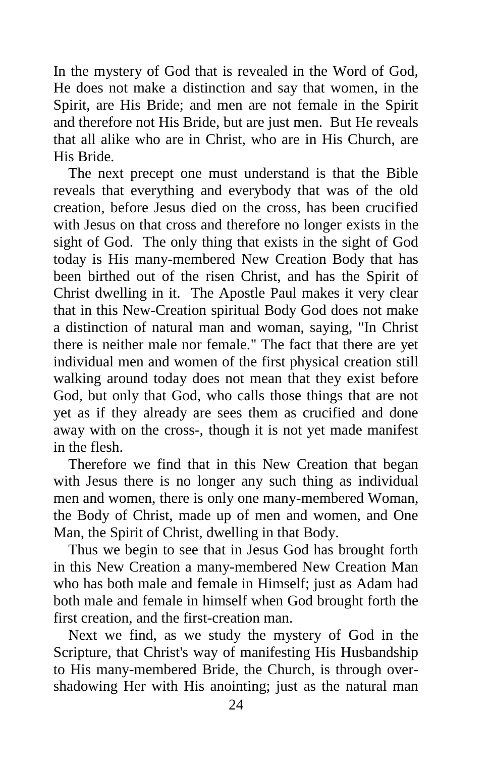In the mystery of God that is revealed in the Word of God, He does not make a distinction and say that women, in the Spirit, are His Bride; and men are not female in the Spirit and therefore not His Bride, but are just men. But He reveals that all alike who are in Christ, who are in His Church, are His Bride.

The next precept one must understand is that the Bible reveals that everything and everybody that was of the old creation, before Jesus died on the cross, has been crucified with Jesus on that cross and therefore no longer exists in the sight of God. The only thing that exists in the sight of God today is His many-membered New Creation Body that has been birthed out of the risen Christ, and has the Spirit of Christ dwelling in it. The Apostle Paul makes it very clear that in this New-Creation spiritual Body God does not make a distinction of natural man and woman, saying, "In Christ there is neither male nor female." The fact that there are yet individual men and women of the first physical creation still walking around today does not mean that they exist before God, but only that God, who calls those things that are not yet as if they already are sees them as crucified and done away with on the cross-, though it is not yet made manifest in the flesh.

Therefore we find that in this New Creation that began with Jesus there is no longer any such thing as individual men and women, there is only one many-membered Woman, the Body of Christ, made up of men and women, and One Man, the Spirit of Christ, dwelling in that Body.

Thus we begin to see that in Jesus God has brought forth in this New Creation a many-membered New Creation Man who has both male and female in Himself; just as Adam had both male and female in himself when God brought forth the first creation, and the first-creation man.

Next we find, as we study the mystery of God in the Scripture, that Christ's way of manifesting His Husbandship to His many-membered Bride, the Church, is through over-shadowing Her with His anointing; just as the natural man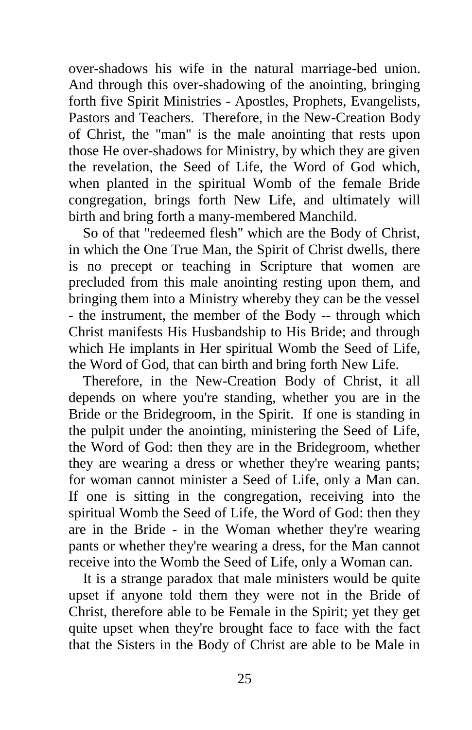over-shadows his wife in the natural marriage-bed union. And through this over-shadowing of the anointing, bringing forth five Spirit Ministries - Apostles, Prophets, Evangelists, Pastors and Teachers. Therefore, in the New-Creation Body of Christ, the "man" is the male anointing that rests upon those He over-shadows for Ministry, by which they are given the revelation, the Seed of Life, the Word of God which, when planted in the spiritual Womb of the female Bride congregation, brings forth New Life, and ultimately will birth and bring forth a many-membered Manchild.

So of that "redeemed flesh" which are the Body of Christ, in which the One True Man, the Spirit of Christ dwells, there is no precept or teaching in Scripture that women are precluded from this male anointing resting upon them, and bringing them into a Ministry whereby they can be the vessel - the instrument, the member of the Body -- through which Christ manifests His Husbandship to His Bride; and through which He implants in Her spiritual Womb the Seed of Life, the Word of God, that can birth and bring forth New Life.

Therefore, in the New-Creation Body of Christ, it all depends on where you're standing, whether you are in the Bride or the Bridegroom, in the Spirit. If one is standing in the pulpit under the anointing, ministering the Seed of Life, the Word of God: then they are in the Bridegroom, whether they are wearing a dress or whether they're wearing pants; for woman cannot minister a Seed of Life, only a Man can. If one is sitting in the congregation, receiving into the spiritual Womb the Seed of Life, the Word of God: then they are in the Bride - in the Woman whether they're wearing pants or whether they're wearing a dress, for the Man cannot receive into the Womb the Seed of Life, only a Woman can.

It is a strange paradox that male ministers would be quite upset if anyone told them they were not in the Bride of Christ, therefore able to be Female in the Spirit; yet they get quite upset when they're brought face to face with the fact that the Sisters in the Body of Christ are able to be Male in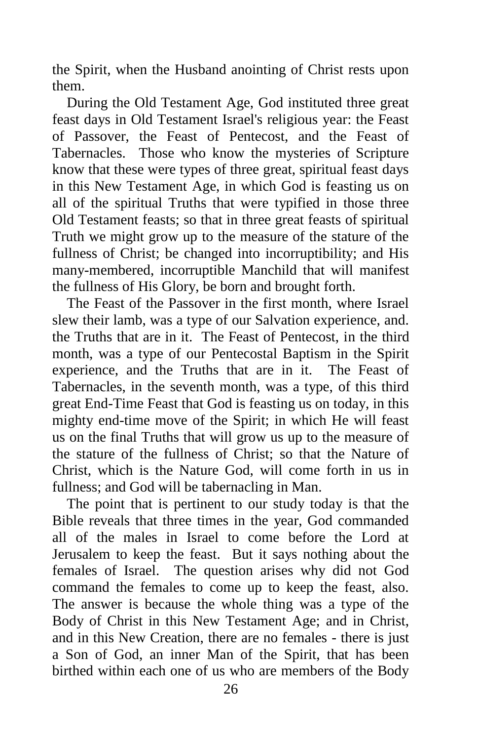the Spirit, when the Husband anointing of Christ rests upon them.

During the Old Testament Age, God instituted three great feast days in Old Testament Israel's religious year: the Feast of Passover, the Feast of Pentecost, and the Feast of Tabernacles. Those who know the mysteries of Scripture know that these were types of three great, spiritual feast days in this New Testament Age, in which God is feasting us on all of the spiritual Truths that were typified in those three Old Testament feasts; so that in three great feasts of spiritual Truth we might grow up to the measure of the stature of the fullness of Christ; be changed into incorruptibility; and His many-membered, incorruptible Manchild that will manifest the fullness of His Glory, be born and brought forth.

The Feast of the Passover in the first month, where Israel slew their lamb, was a type of our Salvation experience, and. the Truths that are in it. The Feast of Pentecost, in the third month, was a type of our Pentecostal Baptism in the Spirit experience, and the Truths that are in it. The Feast of Tabernacles, in the seventh month, was a type, of this third great End-Time Feast that God is feasting us on today, in this mighty end-time move of the Spirit; in which He will feast us on the final Truths that will grow us up to the measure of the stature of the fullness of Christ; so that the Nature of Christ, which is the Nature God, will come forth in us in fullness; and God will be tabernacling in Man.

The point that is pertinent to our study today is that the Bible reveals that three times in the year, God commanded all of the males in Israel to come before the Lord at Jerusalem to keep the feast. But it says nothing about the females of Israel. The question arises why did not God command the females to come up to keep the feast, also. The answer is because the whole thing was a type of the Body of Christ in this New Testament Age; and in Christ, and in this New Creation, there are no females - there is just a Son of God, an inner Man of the Spirit, that has been birthed within each one of us who are members of the Body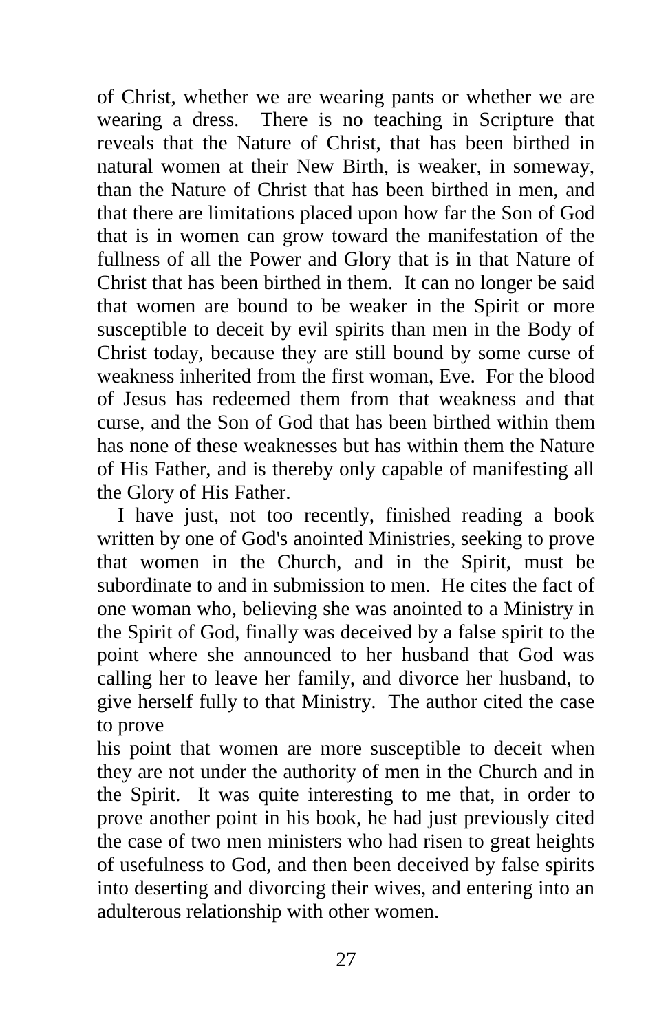of Christ, whether we are wearing pants or whether we are wearing a dress. There is no teaching in Scripture that reveals that the Nature of Christ, that has been birthed in natural women at their New Birth, is weaker, in someway, than the Nature of Christ that has been birthed in men, and that there are limitations placed upon how far the Son of God that is in women can grow toward the manifestation of the fullness of all the Power and Glory that is in that Nature of Christ that has been birthed in them. It can no longer be said that women are bound to be weaker in the Spirit or more susceptible to deceit by evil spirits than men in the Body of Christ today, because they are still bound by some curse of weakness inherited from the first woman, Eve. For the blood of Jesus has redeemed them from that weakness and that curse, and the Son of God that has been birthed within them has none of these weaknesses but has within them the Nature of His Father, and is thereby only capable of manifesting all the Glory of His Father.

I have just, not too recently, finished reading a book written by one of God's anointed Ministries, seeking to prove that women in the Church, and in the Spirit, must be subordinate to and in submission to men. He cites the fact of one woman who, believing she was anointed to a Ministry in the Spirit of God, finally was deceived by a false spirit to the point where she announced to her husband that God was calling her to leave her family, and divorce her husband, to give herself fully to that Ministry. The author cited the case to prove his point that women are more susceptible to deceit when they are not under the authority of men in the Church and in the Spirit. It was quite interesting to me that, in order to prove another point in his book, he had just previously cited the case of two men ministers who had risen to great heights of usefulness to God, and then been deceived by false spirits into deserting and divorcing their wives, and entering into an adulterous relationship with other women.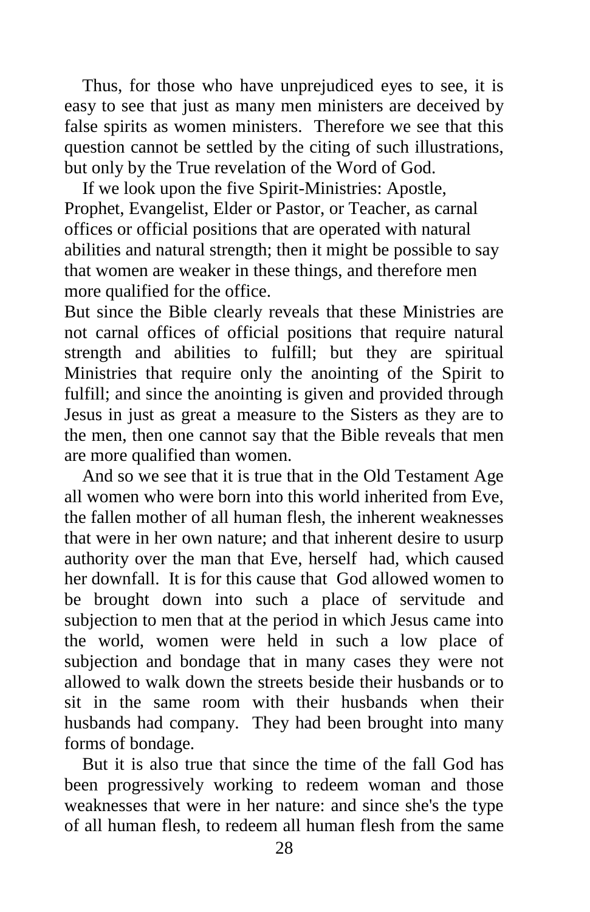Thus, for those who have unprejudiced eyes to see, it is easy to see that just as many men ministers are deceived by false spirits as women ministers. Therefore we see that this question cannot be settled by the citing of such illustrations, but only by the True revelation of the Word of God.

If we look upon the five Spirit-Ministries: Apostle, Prophet, Evangelist, Elder or Pastor, or Teacher, as carnal offices or official positions that are operated with natural abilities and natural strength; then it might be possible to say that women are weaker in these things, and therefore men more qualified for the office.

But since the Bible clearly reveals that these Ministries are not carnal offices of official positions that require natural strength and abilities to fulfill; but they are spiritual Ministries that require only the anointing of the Spirit to fulfill; and since the anointing is given and provided through Jesus in just as great a measure to the Sisters as they are to the men, then one cannot say that the Bible reveals that men are more qualified than women.

And so we see that it is true that in the Old Testament Age all women who were born into this world inherited from Eve, the fallen mother of all human flesh, the inherent weaknesses that were in her own nature; and that inherent desire to usurp authority over the man that Eve, herself had, which caused her downfall. It is for this cause that God allowed women to be brought down into such a place of servitude and subjection to men that at the period in which Jesus came into the world, women were held in such a low place of subjection and bondage that in many cases they were not allowed to walk down the streets beside their husbands or to sit in the same room with their husbands when their husbands had company. They had been brought into many forms of bondage.

But it is also true that since the time of the fall God has been progressively working to redeem woman and those weaknesses that were in her nature: and since she's the type of all human flesh, to redeem all human flesh from the same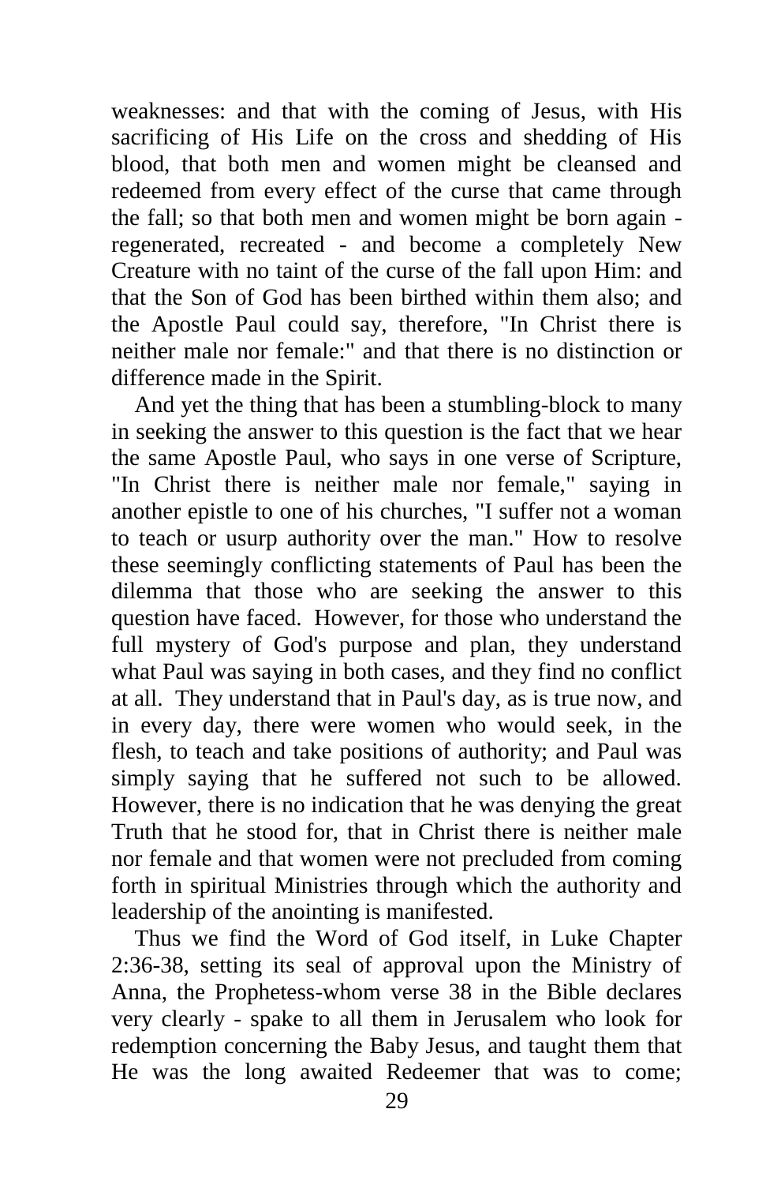weaknesses: and that with the coming of Jesus, with His sacrificing of His Life on the cross and shedding of His blood, that both men and women might be cleansed and redeemed from every effect of the curse that came through the fall; so that both men and women might be born again - regenerated, recreated - and become a completely New Creature with no taint of the curse of the fall upon Him: and that the Son of God has been birthed within them also; and the Apostle Paul could say, therefore, "In Christ there is neither male nor female:" and that there is no distinction or difference made in the Spirit.

And yet the thing that has been a stumbling-block to many in seeking the answer to this question is the fact that we hear the same Apostle Paul, who says in one verse of Scripture, "In Christ there is neither male nor female," saying in another epistle to one of his churches, "I suffer not a woman to teach or usurp authority over the man." How to resolve these seemingly conflicting statements of Paul has been the dilemma that those who are seeking the answer to this question have faced. However, for those who understand the full mystery of God's purpose and plan, they understand what Paul was saying in both cases, and they find no conflict at all. They understand that in Paul's day, as is true now, and in every day, there were women who would seek, in the flesh, to teach and take positions of authority; and Paul was simply saying that he suffered not such to be allowed. However, there is no indication that he was denying the great Truth that he stood for, that in Christ there is neither male nor female and that women were not precluded from coming forth in spiritual Ministries through which the authority and leadership of the anointing is manifested.

Thus we find the Word of God itself, in Luke Chapter 2:36-38, setting its seal of approval upon the Ministry of Anna, the Prophetess-whom verse 38 in the Bible declares very clearly - spake to all them in Jerusalem who look for redemption concerning the Baby Jesus, and taught them that He was the long awaited Redeemer that was to come;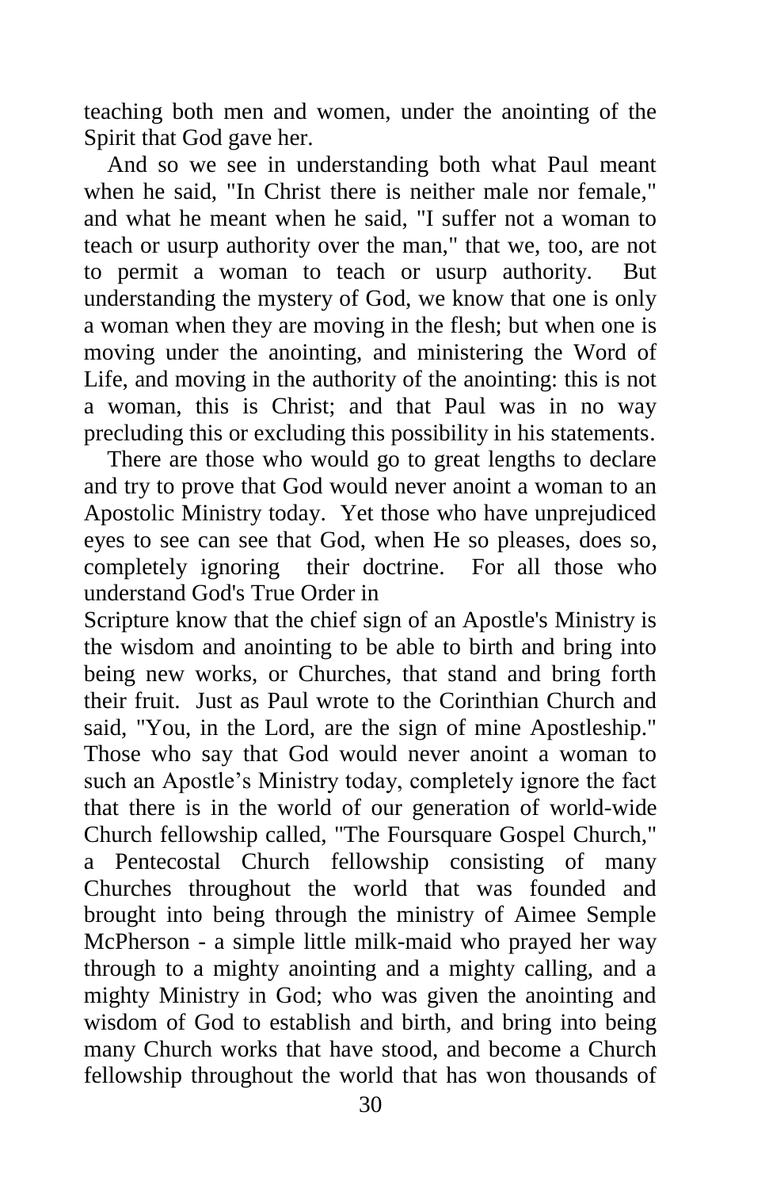teaching both men and women, under the anointing of the Spirit that God gave her.

And so we see in understanding both what Paul meant when he said, "In Christ there is neither male nor female," and what he meant when he said, "I suffer not a woman to teach or usurp authority over the man," that we, too, are not to permit a woman to teach or usurp authority. But understanding the mystery of God, we know that one is only a woman when they are moving in the flesh; but when one is moving under the anointing, and ministering the Word of Life, and moving in the authority of the anointing: this is not a woman, this is Christ; and that Paul was in no way precluding this or excluding this possibility in his statements.

There are those who would go to great lengths to declare and try to prove that God would never anoint a woman to an Apostolic Ministry today. Yet those who have unprejudiced eyes to see can see that God, when He so pleases, does so, completely ignoring their doctrine. For all those who understand God's True Order in Scripture know that the chief sign of an Apostle's Ministry is the wisdom and anointing to be able to birth and bring into being new works, or Churches, that stand and bring forth their fruit. Just as Paul wrote to the Corinthian Church and said, "You, in the Lord, are the sign of mine Apostleship." Those who say that God would never anoint a woman to such an Apostle's Ministry today, completely ignore the fact that there is in the world of our generation of world-wide Church fellowship called, "The Foursquare Gospel Church," a Pentecostal Church fellowship consisting of many Churches throughout the world that was founded and brought into being through the ministry of Aimee Semple McPherson - a simple little milk-maid who prayed her way through to a mighty anointing and a mighty calling, and a mighty Ministry in God; who was given the anointing and wisdom of God to establish and birth, and bring into being many Church works that have stood, and become a Church fellowship throughout the world that has won thousands of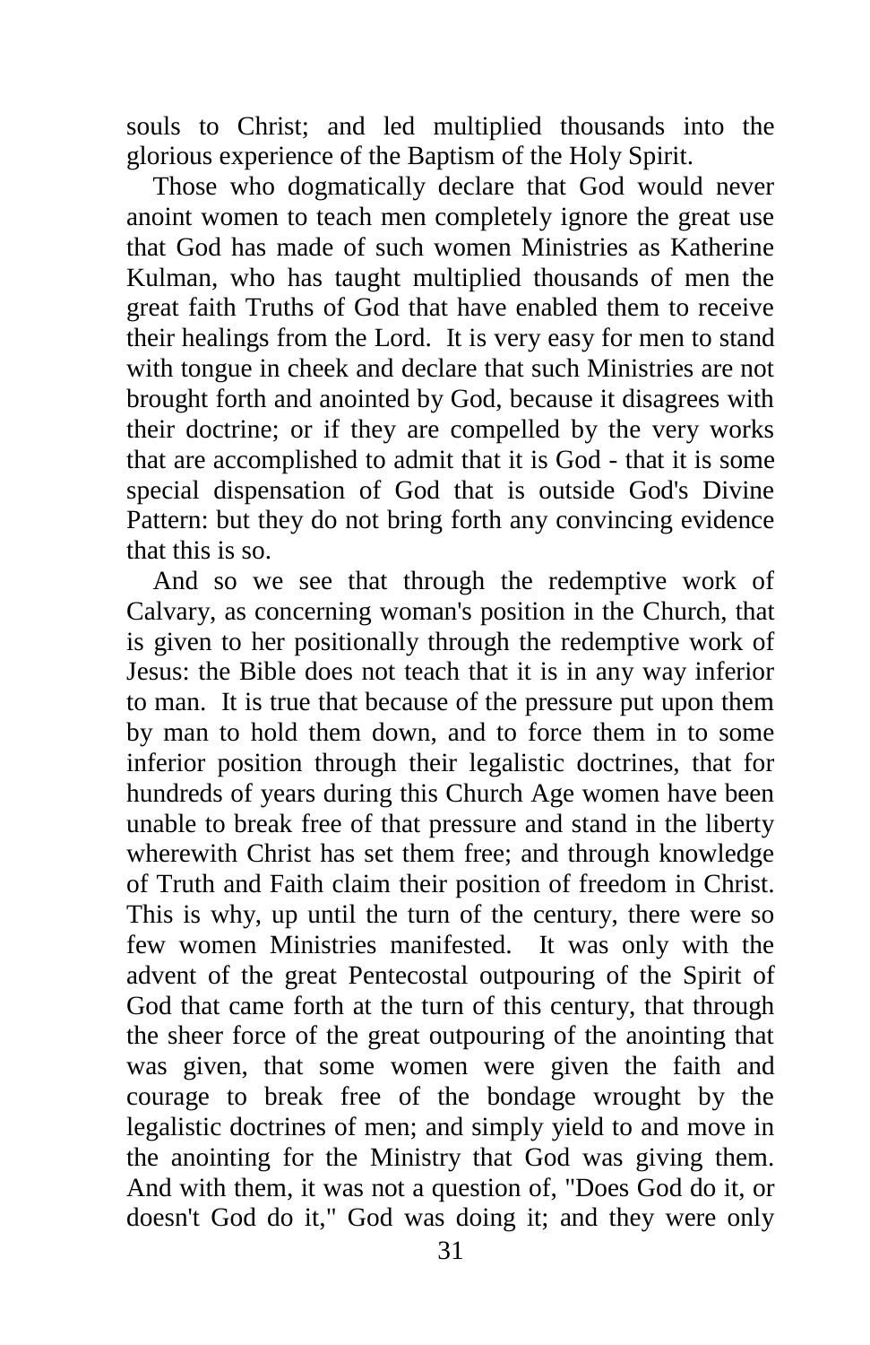souls to Christ; and led multiplied thousands into the glorious experience of the Baptism of the Holy Spirit.

Those who dogmatically declare that God would never anoint women to teach men completely ignore the great use that God has made of such women Ministries as Katherine Kulman, who has taught multiplied thousands of men the great faith Truths of God that have enabled them to receive their healings from the Lord. It is very easy for men to stand with tongue in cheek and declare that such Ministries are not brought forth and anointed by God, because it disagrees with their doctrine; or if they are compelled by the very works that are accomplished to admit that it is God - that it is some special dispensation of God that is outside God's Divine Pattern: but they do not bring forth any convincing evidence that this is so.

And so we see that through the redemptive work of Calvary, as concerning woman's position in the Church, that is given to her positionally through the redemptive work of Jesus: the Bible does not teach that it is in any way inferior to man. It is true that because of the pressure put upon them by man to hold them down, and to force them in to some inferior position through their legalistic doctrines, that for hundreds of years during this Church Age women have been unable to break free of that pressure and stand in the liberty wherewith Christ has set them free; and through knowledge of Truth and Faith claim their position of freedom in Christ. This is why, up until the turn of the century, there were so few women Ministries manifested. It was only with the advent of the great Pentecostal outpouring of the Spirit of God that came forth at the turn of this century, that through the sheer force of the great outpouring of the anointing that was given, that some women were given the faith and courage to break free of the bondage wrought by the legalistic doctrines of men; and simply yield to and move in the anointing for the Ministry that God was giving them. And with them, it was not a question of, "Does God do it, or doesn't God do it," God was doing it; and they were only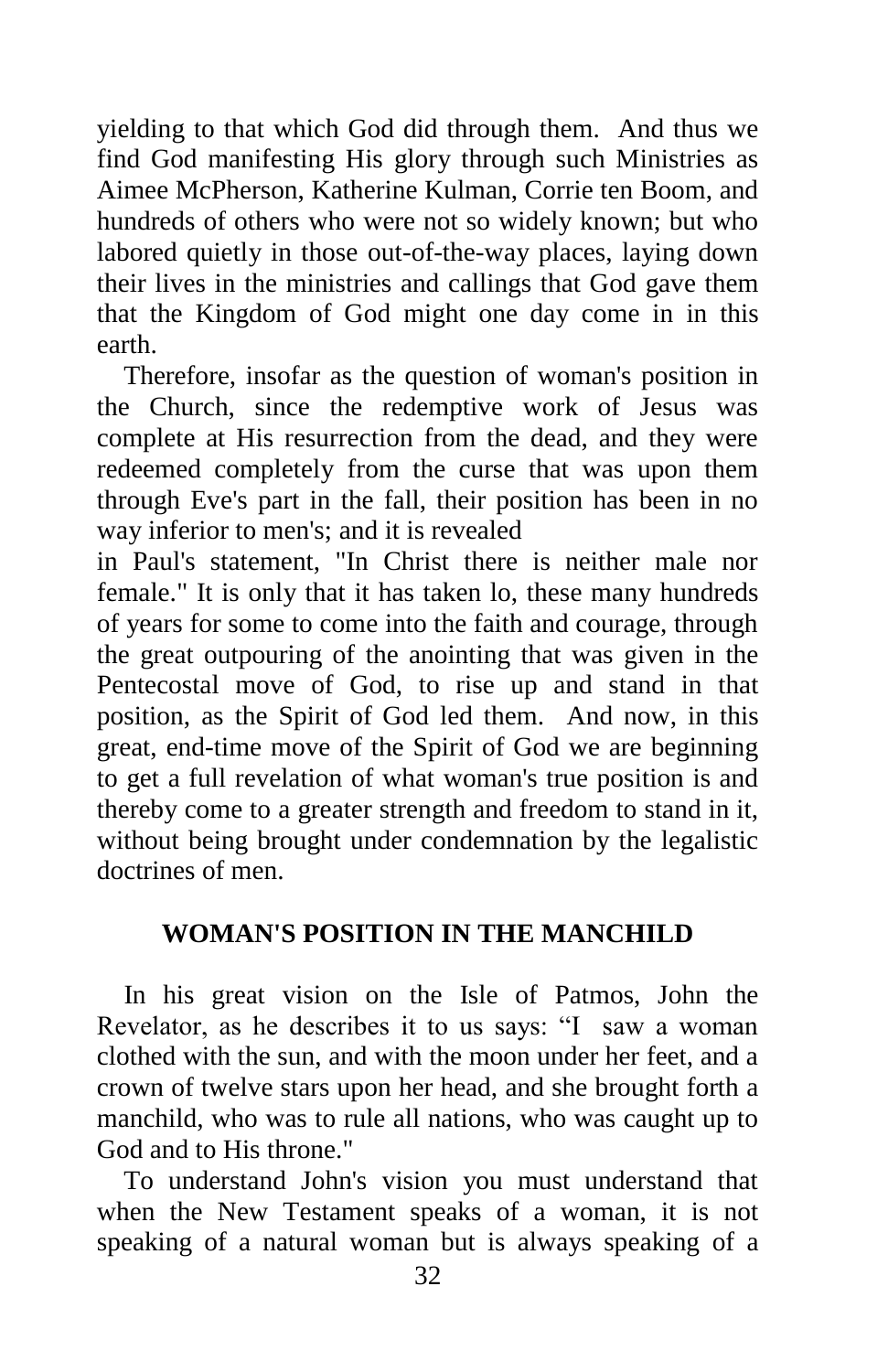yielding to that which God did through them. And thus we find God manifesting His glory through such Ministries as Aimee McPherson, Katherine Kulman, Corrie ten Boom, and hundreds of others who were not so widely known; but who labored quietly in those out-of-the-way places, laying down their lives in the ministries and callings that God gave them that the Kingdom of God might one day come in in this earth.

Therefore, insofar as the question of woman's position in the Church, since the redemptive work of Jesus was complete at His resurrection from the dead, and they were redeemed completely from the curse that was upon them through Eve's part in the fall, their position has been in no way inferior to men's; and it is revealed in Paul's statement, "In Christ there is neither male nor female." It is only that it has taken lo, these many hundreds of years for some to come into the faith and courage, through the great outpouring of the anointing that was given in the Pentecostal move of God, to rise up and stand in that position, as the Spirit of God led them. And now, in this great, end-time move of the Spirit of God we are beginning to get a full revelation of what woman's true position is and thereby come to a greater strength and freedom to stand in it, without being brought under condemnation by the legalistic doctrines of men.

## WOMAN'S POSITION IN THE MANCHILD

In his great vision on the Isle of Patmos, John the Revelator, as he describes it to us says: "I saw a woman clothed with the sun, and with the moon under her feet, and a crown of twelve stars upon her head, and she brought forth a manchild, who was to rule all nations, who was caught up to God and to His throne."

To understand John's vision you must understand that when the New Testament speaks of a woman, it is not speaking of a natural woman but is always speaking of a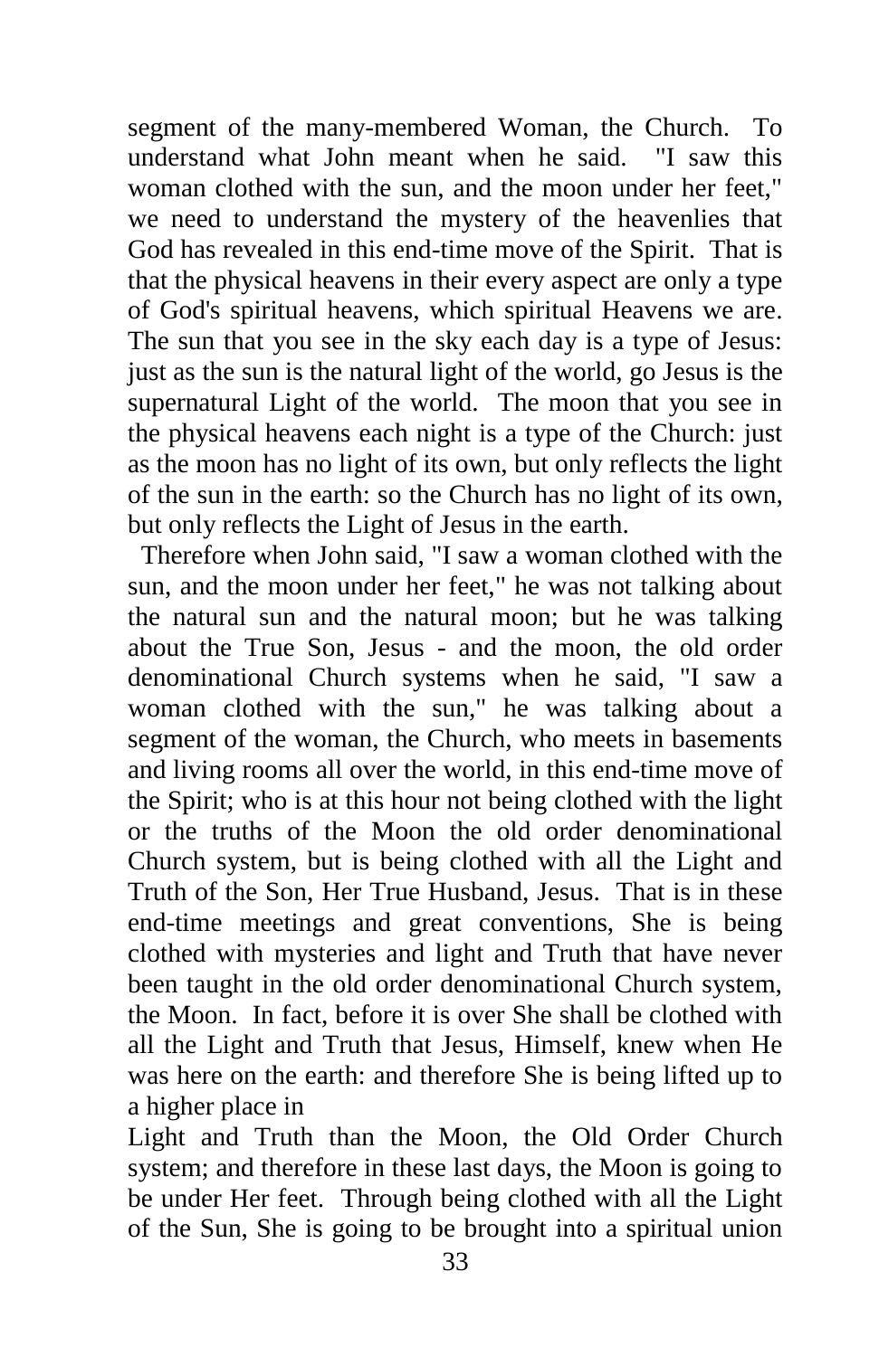segment of the many-membered Woman, the Church. To understand what John meant when he said. "I saw this woman clothed with the sun, and the moon under her feet," we need to understand the mystery of the heavenlies that God has revealed in this end-time move of the Spirit. That is that the physical heavens in their every aspect are only a type of God's spiritual heavens, which spiritual Heavens we are. The sun that you see in the sky each day is a type of Jesus: just as the sun is the natural light of the world, go Jesus is the supernatural Light of the world. The moon that you see in the physical heavens each night is a type of the Church: just as the moon has no light of its own, but only reflects the light of the sun in the earth: so the Church has no light of its own, but only reflects the Light of Jesus in the earth.

Therefore when John said, "I saw a woman clothed with the sun, and the moon under her feet," he was not talking about the natural sun and the natural moon; but he was talking about the True Son, Jesus - and the moon, the old order denominational Church systems when he said, "I saw a woman clothed with the sun," he was talking about a segment of the woman, the Church, who meets in basements and living rooms all over the world, in this end-time move of the Spirit; who is at this hour not being clothed with the light or the truths of the Moon the old order denominational Church system, but is being clothed with all the Light and Truth of the Son, Her True Husband, Jesus. That is in these end-time meetings and great conventions, She is being clothed with mysteries and light and Truth that have never been taught in the old order denominational Church system, the Moon. In fact, before it is over She shall be clothed with all the Light and Truth that Jesus, Himself, knew when He was here on the earth: and therefore She is being lifted up to a higher place in Light and Truth than the Moon, the Old Order Church system; and therefore in these last days, the Moon is going to be under Her feet. Through being clothed with all the Light of the Sun, She is going to be brought into a spiritual union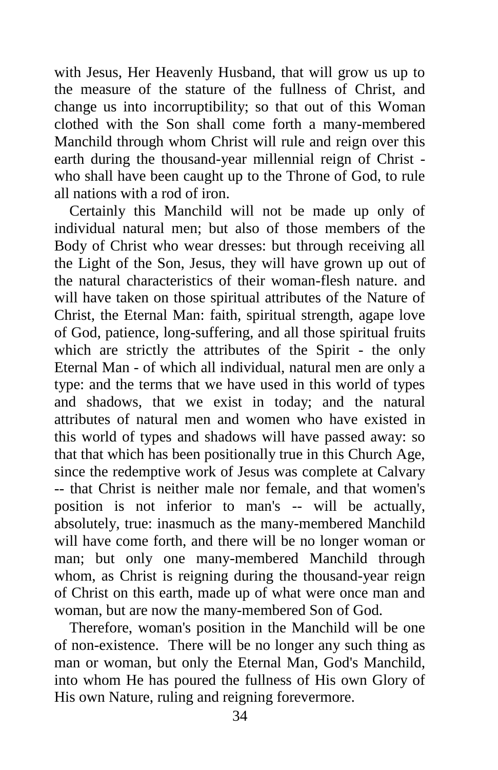with Jesus, Her Heavenly Husband, that will grow us up to the measure of the stature of the fullness of Christ, and change us into incorruptibility; so that out of this Woman clothed with the Son shall come forth a many-membered Manchild through whom Christ will rule and reign over this earth during the thousand-year millennial reign of Christ - who shall have been caught up to the Throne of God, to rule all nations with a rod of iron.

Certainly this Manchild will not be made up only of individual natural men; but also of those members of the Body of Christ who wear dresses: but through receiving all the Light of the Son, Jesus, they will have grown up out of the natural characteristics of their woman-flesh nature. and will have taken on those spiritual attributes of the Nature of Christ, the Eternal Man: faith, spiritual strength, agape love of God, patience, long-suffering, and all those spiritual fruits which are strictly the attributes of the Spirit - the only Eternal Man - of which all individual, natural men are only a type: and the terms that we have used in this world of types and shadows, that we exist in today; and the natural attributes of natural men and women who have existed in this world of types and shadows will have passed away: so that that which has been positionally true in this Church Age, since the redemptive work of Jesus was complete at Calvary -- that Christ is neither male nor female, and that women's position is not inferior to man's -- will be actually, absolutely, true: inasmuch as the many-membered Manchild will have come forth, and there will be no longer woman or man; but only one many-membered Manchild through whom, as Christ is reigning during the thousand-year reign of Christ on this earth, made up of what were once man and woman, but are now the many-membered Son of God.

Therefore, woman's position in the Manchild will be one of non-existence. There will be no longer any such thing as man or woman, but only the Eternal Man, God's Manchild, into whom He has poured the fullness of His own Glory of His own Nature, ruling and reigning forevermore.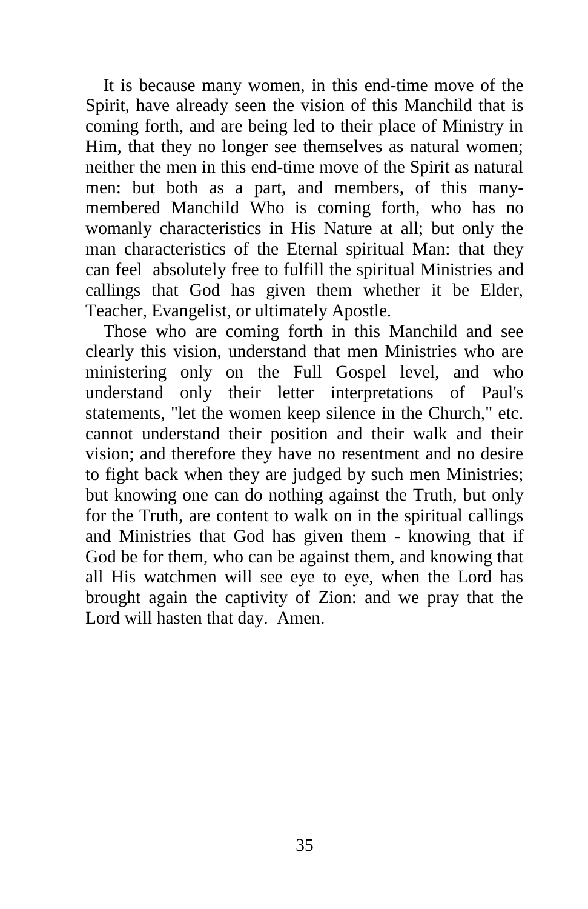It is because many women, in this end-time move of the Spirit, have already seen the vision of this Manchild that is coming forth, and are being led to their place of Ministry in Him, that they no longer see themselves as natural women; neither the men in this end-time move of the Spirit as natural men: but both as a part, and members, of this many-membered Manchild Who is coming forth, who has no womanly characteristics in His Nature at all; but only the man characteristics of the Eternal spiritual Man: that they can feel absolutely free to fulfill the spiritual Ministries and callings that God has given them whether it be Elder, Teacher, Evangelist, or ultimately Apostle.

Those who are coming forth in this Manchild and see clearly this vision, understand that men Ministries who are ministering only on the Full Gospel level, and who understand only their letter interpretations of Paul's statements, "let the women keep silence in the Church," etc. cannot understand their position and their walk and their vision; and therefore they have no resentment and no desire to fight back when they are judged by such men Ministries; but knowing one can do nothing against the Truth, but only for the Truth, are content to walk on in the spiritual callings and Ministries that God has given them - knowing that if God be for them, who can be against them, and knowing that all His watchmen will see eye to eye, when the Lord has brought again the captivity of Zion: and we pray that the Lord will hasten that day. Amen.